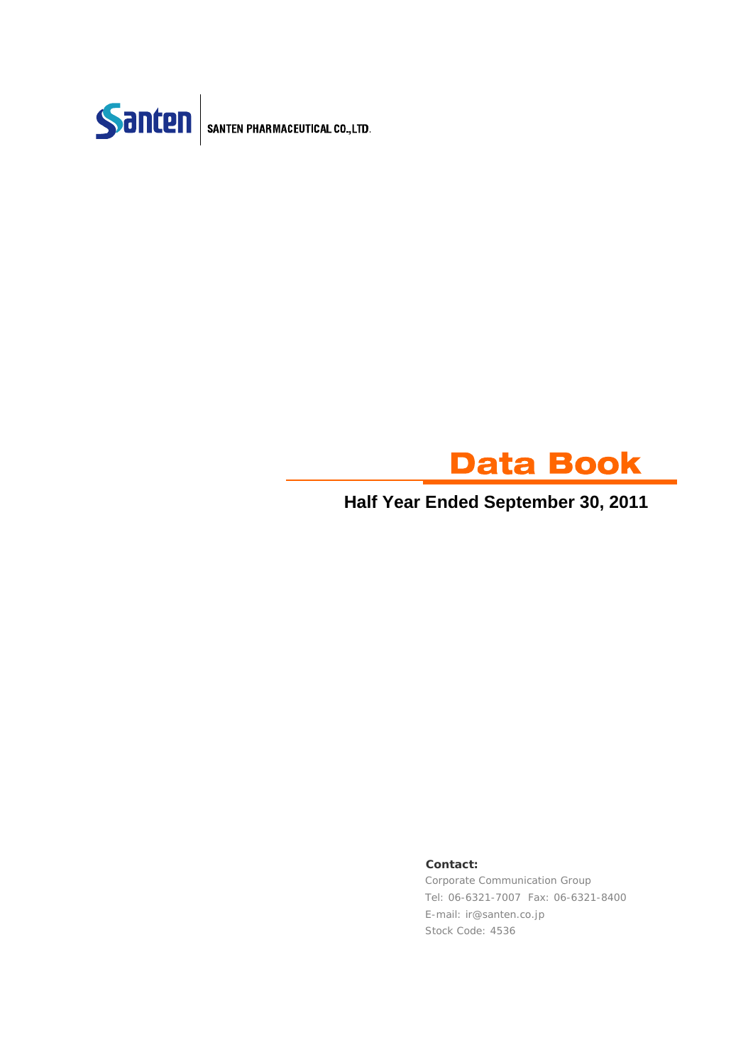Santen | SANTEN PHARMACEUTICAL CO.,LTD.

# Data Book

## Half Year Ended September 30, 2011

**Contact:**

Corporate Communication Group

Tel: 06-6321-7007 Fax: 06-6321-8400

E-mail: ir@santen.co.jp

Stock Code: 4536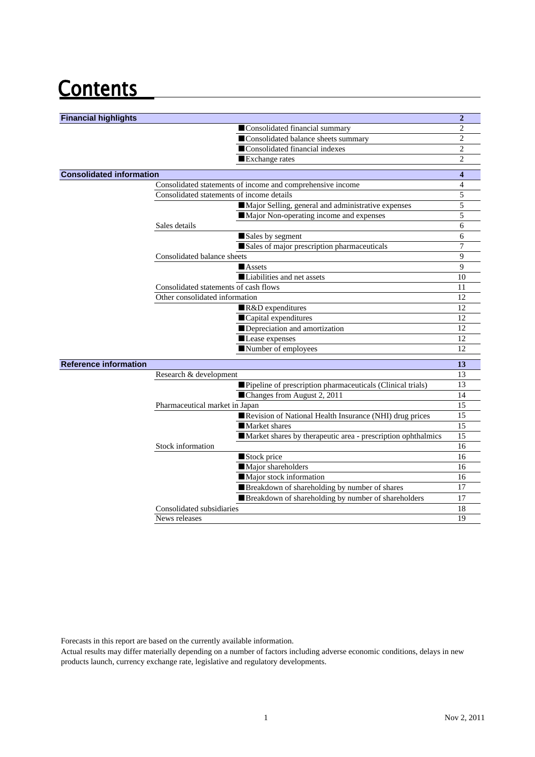# Contents

| Section | Subsection | Item | Page |
|---|---|---|---|
| **Financial highlights** | | | **2** |
| | | ■Consolidated financial summary | 2 |
| | | ■Consolidated balance sheets summary | 2 |
| | | ■Consolidated financial indexes | 2 |
| | | ■Exchange rates | 2 |
| **Consolidated information** | | | **4** |
| | Consolidated statements of income and comprehensive income | | 4 |
| | Consolidated statements of income details | | 5 |
| | | ■Major Selling, general and administrative expenses | 5 |
| | | ■Major Non-operating income and expenses | 5 |
| | Sales details | | 6 |
| | | ■Sales by segment | 6 |
| | | ■Sales of major prescription pharmaceuticals | 7 |
| | Consolidated balance sheets | | 9 |
| | | ■Assets | 9 |
| | | ■Liabilities and net assets | 10 |
| | Consolidated statements of cash flows | | 11 |
| | Other consolidated information | | 12 |
| | | ■R&D expenditures | 12 |
| | | ■Capital expenditures | 12 |
| | | ■Depreciation and amortization | 12 |
| | | ■Lease expenses | 12 |
| | | ■Number of employees | 12 |
| **Reference information** | | | **13** |
| | Research & development | | 13 |
| | | ■Pipeline of prescription pharmaceuticals (Clinical trials) | 13 |
| | | ■Changes from August 2, 2011 | 14 |
| | Pharmaceutical market in Japan | | 15 |
| | | ■Revision of National Health Insurance (NHI) drug prices | 15 |
| | | ■Market shares | 15 |
| | | ■Market shares by therapeutic area - prescription ophthalmics | 15 |
| | Stock information | | 16 |
| | | ■Stock price | 16 |
| | | ■Major shareholders | 16 |
| | | ■Major stock information | 16 |
| | | ■Breakdown of shareholding by number of shares | 17 |
| | | ■Breakdown of shareholding by number of shareholders | 17 |
| | Consolidated subsidiaries | | 18 |
| | News releases | | 19 |

Forecasts in this report are based on the currently available information.
Actual results may differ materially depending on a number of factors including adverse economic conditions, delays in new products launch, currency exchange rate, legislative and regulatory developments.

Nov 2, 2011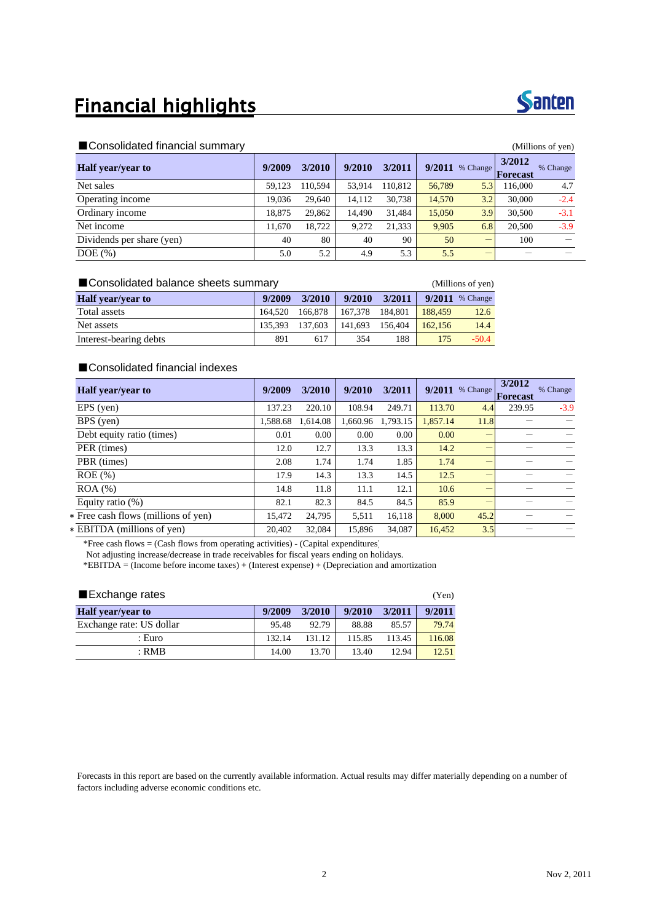# Financial highlights

Santen

## ■Consolidated financial summary

(Millions of yen)

| Half year/year to | 9/2009 | 3/2010 | 9/2010 | 3/2011 | 9/2011 | % Change | 3/2012 Forecast | % Change |
|---|---|---|---|---|---|---|---|---|
| Net sales | 59,123 | 110,594 | 53,914 | 110,812 | 56,789 | 5.3 | 116,000 | 4.7 |
| Operating income | 19,036 | 29,640 | 14,112 | 30,738 | 14,570 | 3.2 | 30,000 | -2.4 |
| Ordinary income | 18,875 | 29,862 | 14,490 | 31,484 | 15,050 | 3.9 | 30,500 | -3.1 |
| Net income | 11,670 | 18,722 | 9,272 | 21,333 | 9,905 | 6.8 | 20,500 | -3.9 |
| Dividends per share (yen) | 40 | 80 | 40 | 90 | 50 | — | 100 | — |
| DOE (%) | 5.0 | 5.2 | 4.9 | 5.3 | 5.5 | — | — | — |

## ■Consolidated balance sheets summary

(Millions of yen)

| Half year/year to | 9/2009 | 3/2010 | 9/2010 | 3/2011 | 9/2011 | % Change |
|---|---|---|---|---|---|---|
| Total assets | 164,520 | 166,878 | 167,378 | 184,801 | 188,459 | 12.6 |
| Net assets | 135,393 | 137,603 | 141,693 | 156,404 | 162,156 | 14.4 |
| Interest-bearing debts | 891 | 617 | 354 | 188 | 175 | -50.4 |

## ■Consolidated financial indexes

| Half year/year to | 9/2009 | 3/2010 | 9/2010 | 3/2011 | 9/2011 | % Change | 3/2012 Forecast | % Change |
|---|---|---|---|---|---|---|---|---|
| EPS (yen) | 137.23 | 220.10 | 108.94 | 249.71 | 113.70 | 4.4 | 239.95 | -3.9 |
| BPS (yen) | 1,588.68 | 1,614.08 | 1,660.96 | 1,793.15 | 1,857.14 | 11.8 | — | — |
| Debt equity ratio (times) | 0.01 | 0.00 | 0.00 | 0.00 | 0.00 | — | — | — |
| PER (times) | 12.0 | 12.7 | 13.3 | 13.3 | 14.2 | — | — | — |
| PBR (times) | 2.08 | 1.74 | 1.74 | 1.85 | 1.74 | — | — | — |
| ROE (%) | 17.9 | 14.3 | 13.3 | 14.5 | 12.5 | — | — | — |
| ROA (%) | 14.8 | 11.8 | 11.1 | 12.1 | 10.6 | — | — | — |
| Equity ratio (%) | 82.1 | 82.3 | 84.5 | 84.5 | 85.9 | — | — | — |
| * Free cash flows (millions of yen) | 15,472 | 24,795 | 5,511 | 16,118 | 8,000 | 45.2 | — | — |
| * EBITDA (millions of yen) | 20,402 | 32,084 | 15,896 | 34,087 | 16,452 | 3.5 | — | — |

*Free cash flows = (Cash flows from operating activities) - (Capital expenditures)
Not adjusting increase/decrease in trade receivables for fiscal years ending on holidays.
*EBITDA = (Income before income taxes) + (Interest expense) + (Depreciation and amortization)

## ■Exchange rates

(Yen)

| Half year/year to | 9/2009 | 3/2010 | 9/2010 | 3/2011 | 9/2011 |
|---|---|---|---|---|---|
| Exchange rate: US dollar | 95.48 | 92.79 | 88.88 | 85.57 | 79.74 |
| : Euro | 132.14 | 131.12 | 115.85 | 113.45 | 116.08 |
| : RMB | 14.00 | 13.70 | 13.40 | 12.94 | 12.51 |

Forecasts in this report are based on the currently available information. Actual results may differ materially depending on a number of factors including adverse economic conditions etc.

Nov 2, 2011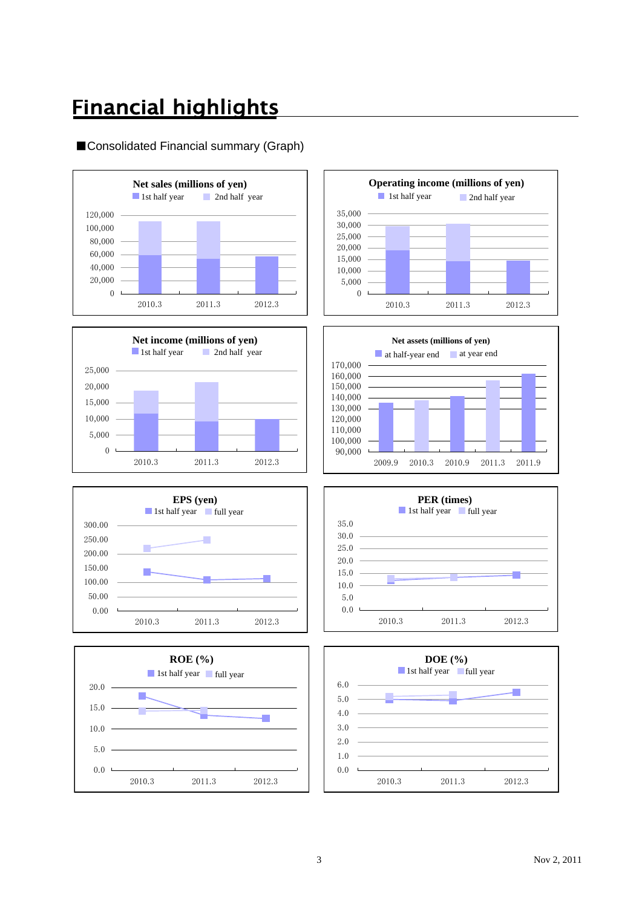# Financial highlights

■Consolidated Financial summary (Graph)

**Net sales (millions of yen)**

1st half year　2nd half year

120,000
100,000
80,000
60,000
40,000
20,000
0

2010.3　2011.3　2012.3

**Operating income (millions of yen)**

1st half year　2nd half year

35,000
30,000
25,000
20,000
15,000
10,000
5,000
0

2010.3　2011.3　2012.3

**Net income (millions of yen)**

1st half year　2nd half year

25,000
20,000
15,000
10,000
5,000
0

2010.3　2011.3　2012.3

**Net assets (millions of yen)**

at half-year end　at year end

170,000
160,000
150,000
140,000
130,000
120,000
110,000
100,000
90,000

2009.9　2010.3　2010.9　2011.3　2011.9

**EPS (yen)**

1st half year　full year

300.00
250.00
200.00
150.00
100.00
50.00
0.00

2010.3　2011.3　2012.3

**PER (times)**

1st half year　full year

35.0
30.0
25.0
20.0
15.0
10.0
5.0
0.0

2010.3　2011.3　2012.3

**ROE (%)**

1st half year　full year

20.0
15.0
10.0
5.0
0.0

2010.3　2011.3　2012.3

**DOE (%)**

1st half year　full year

6.0
5.0
4.0
3.0
2.0
1.0
0.0

2010.3　2011.3　2012.3

Nov 2, 2011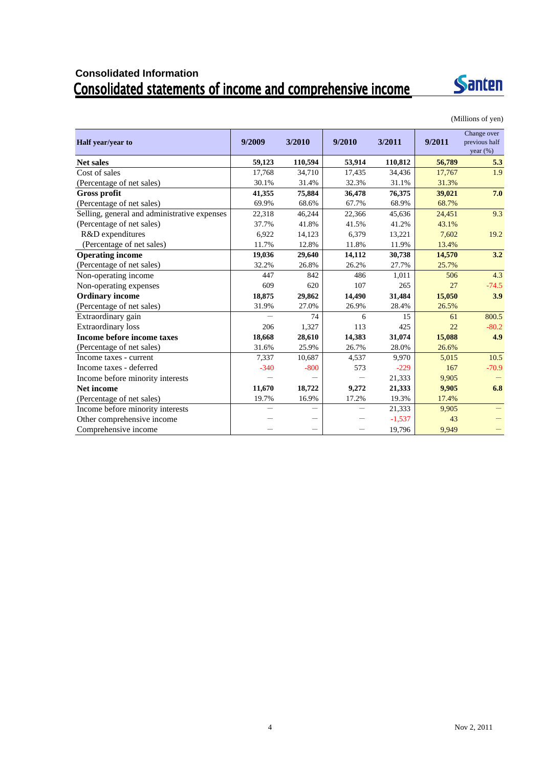### Consolidated Information

## Consolidated statements of income and comprehensive income

(Millions of yen)

| Half year/year to | 9/2009 | 3/2010 | 9/2010 | 3/2011 | 9/2011 | Change over previous half year (%) |
|---|---|---|---|---|---|---|
| **Net sales** | **59,123** | **110,594** | **53,914** | **110,812** | **56,789** | **5.3** |
| Cost of sales | 17,768 | 34,710 | 17,435 | 34,436 | 17,767 | 1.9 |
| (Percentage of net sales) | 30.1% | 31.4% | 32.3% | 31.1% | 31.3% | |
| **Gross profit** | **41,355** | **75,884** | **36,478** | **76,375** | **39,021** | **7.0** |
| (Percentage of net sales) | 69.9% | 68.6% | 67.7% | 68.9% | 68.7% | |
| Selling, general and administrative expenses | 22,318 | 46,244 | 22,366 | 45,636 | 24,451 | 9.3 |
| (Percentage of net sales) | 37.7% | 41.8% | 41.5% | 41.2% | 43.1% | |
| R&D expenditures | 6,922 | 14,123 | 6,379 | 13,221 | 7,602 | 19.2 |
| (Percentage of net sales) | 11.7% | 12.8% | 11.8% | 11.9% | 13.4% | |
| **Operating income** | **19,036** | **29,640** | **14,112** | **30,738** | **14,570** | **3.2** |
| (Percentage of net sales) | 32.2% | 26.8% | 26.2% | 27.7% | 25.7% | |
| Non-operating income | 447 | 842 | 486 | 1,011 | 506 | 4.3 |
| Non-operating expenses | 609 | 620 | 107 | 265 | 27 | -74.5 |
| **Ordinary income** | **18,875** | **29,862** | **14,490** | **31,484** | **15,050** | **3.9** |
| (Percentage of net sales) | 31.9% | 27.0% | 26.9% | 28.4% | 26.5% | |
| Extraordinary gain | — | 74 | 6 | 15 | 61 | 800.5 |
| Extraordinary loss | 206 | 1,327 | 113 | 425 | 22 | -80.2 |
| **Income before income taxes** | **18,668** | **28,610** | **14,383** | **31,074** | **15,088** | **4.9** |
| (Percentage of net sales) | 31.6% | 25.9% | 26.7% | 28.0% | 26.6% | |
| Income taxes - current | 7,337 | 10,687 | 4,537 | 9,970 | 5,015 | 10.5 |
| Income taxes - deferred | -340 | -800 | 573 | -229 | 167 | -70.9 |
| Income before minority interests | — | — | — | 21,333 | 9,905 | — |
| **Net income** | **11,670** | **18,722** | **9,272** | **21,333** | **9,905** | **6.8** |
| (Percentage of net sales) | 19.7% | 16.9% | 17.2% | 19.3% | 17.4% | |
| Income before minority interests | — | — | — | 21,333 | 9,905 | — |
| Other comprehensive income | — | — | — | -1,537 | 43 | — |
| Comprehensive income | — | — | — | 19,796 | 9,949 | — |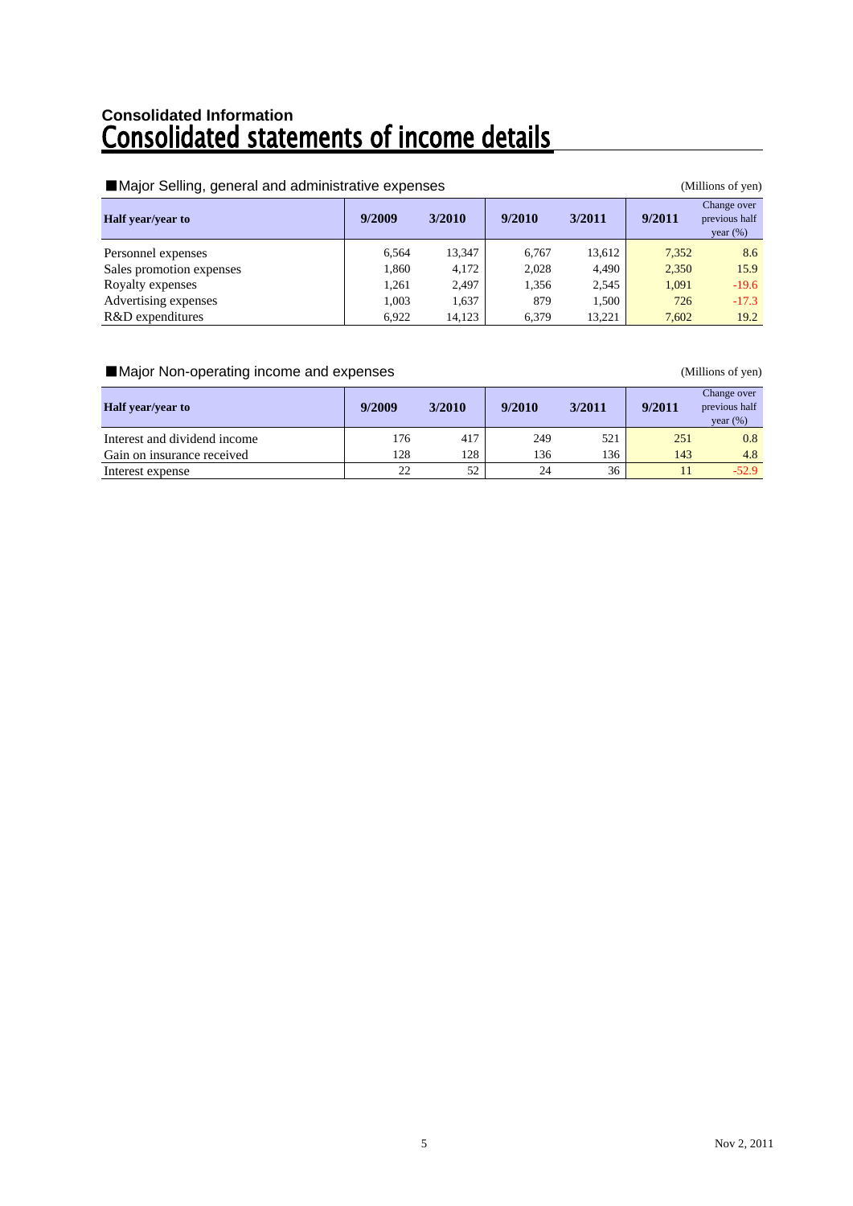Consolidated Information

# Consolidated statements of income details

## ■Major Selling, general and administrative expenses

(Millions of yen)

| Half year/year to | 9/2009 | 3/2010 | 9/2010 | 3/2011 | 9/2011 | Change over previous half year (%) |
|---|---|---|---|---|---|---|
| Personnel expenses | 6,564 | 13,347 | 6,767 | 13,612 | 7,352 | 8.6 |
| Sales promotion expenses | 1,860 | 4,172 | 2,028 | 4,490 | 2,350 | 15.9 |
| Royalty expenses | 1,261 | 2,497 | 1,356 | 2,545 | 1,091 | -19.6 |
| Advertising expenses | 1,003 | 1,637 | 879 | 1,500 | 726 | -17.3 |
| R&D expenditures | 6,922 | 14,123 | 6,379 | 13,221 | 7,602 | 19.2 |

## ■Major Non-operating income and expenses

(Millions of yen)

| Half year/year to | 9/2009 | 3/2010 | 9/2010 | 3/2011 | 9/2011 | Change over previous half year (%) |
|---|---|---|---|---|---|---|
| Interest and dividend income | 176 | 417 | 249 | 521 | 251 | 0.8 |
| Gain on insurance received | 128 | 128 | 136 | 136 | 143 | 4.8 |
| Interest expense | 22 | 52 | 24 | 36 | 11 | -52.9 |

Nov 2, 2011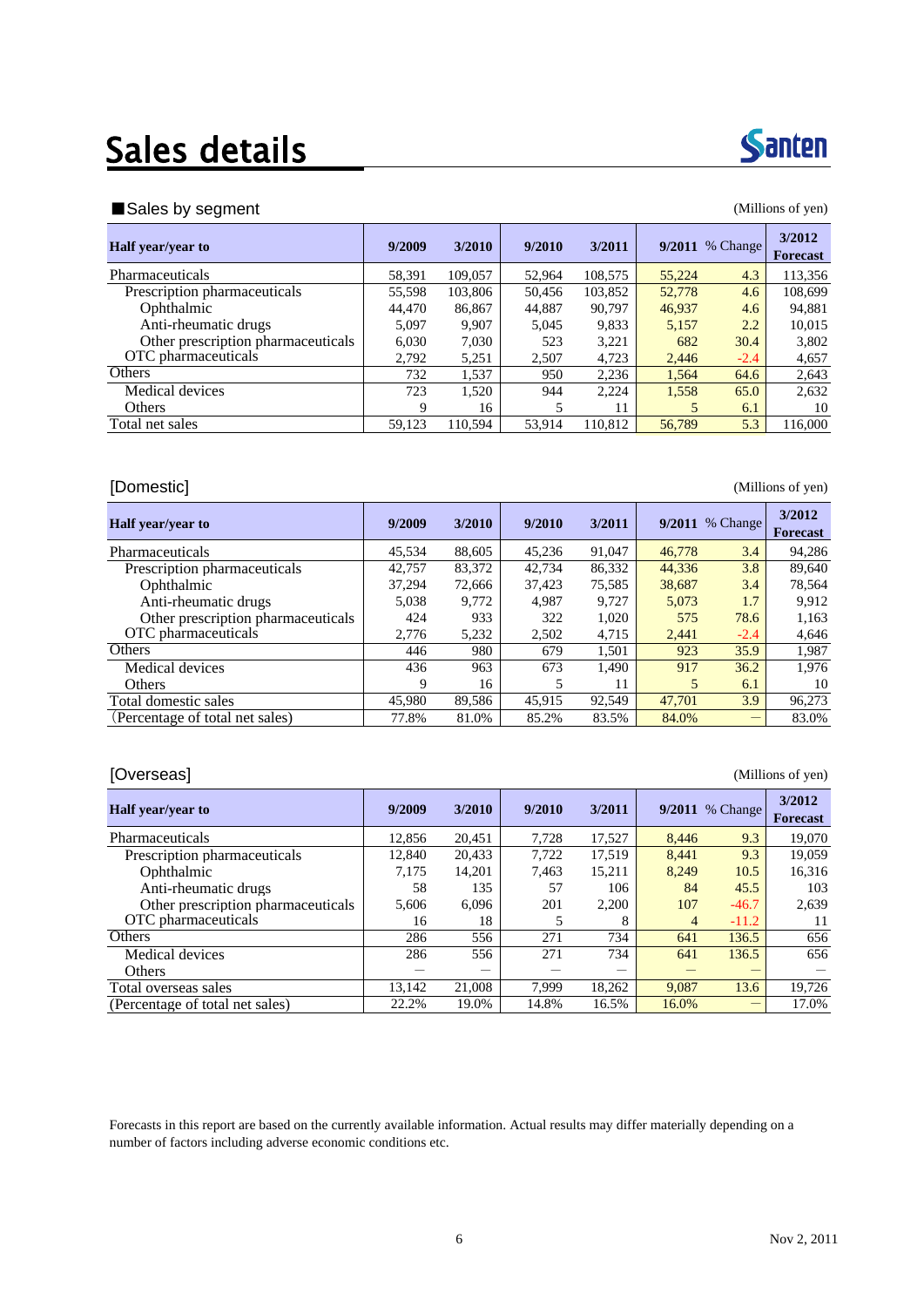# Sales details

■Sales by segment

(Millions of yen)

| Half year/year to | 9/2009 | 3/2010 | 9/2010 | 3/2011 | 9/2011 | % Change | 3/2012 Forecast |
|---|---|---|---|---|---|---|---|
| Pharmaceuticals | 58,391 | 109,057 | 52,964 | 108,575 | 55,224 | 4.3 | 113,356 |
| Prescription pharmaceuticals | 55,598 | 103,806 | 50,456 | 103,852 | 52,778 | 4.6 | 108,699 |
| Ophthalmic | 44,470 | 86,867 | 44,887 | 90,797 | 46,937 | 4.6 | 94,881 |
| Anti-rheumatic drugs | 5,097 | 9,907 | 5,045 | 9,833 | 5,157 | 2.2 | 10,015 |
| Other prescription pharmaceuticals | 6,030 | 7,030 | 523 | 3,221 | 682 | 30.4 | 3,802 |
| OTC pharmaceuticals | 2,792 | 5,251 | 2,507 | 4,723 | 2,446 | -2.4 | 4,657 |
| Others | 732 | 1,537 | 950 | 2,236 | 1,564 | 64.6 | 2,643 |
| Medical devices | 723 | 1,520 | 944 | 2,224 | 1,558 | 65.0 | 2,632 |
| Others | 9 | 16 | 5 | 11 | 5 | 6.1 | 10 |
| Total net sales | 59,123 | 110,594 | 53,914 | 110,812 | 56,789 | 5.3 | 116,000 |

[Domestic]

(Millions of yen)

| Half year/year to | 9/2009 | 3/2010 | 9/2010 | 3/2011 | 9/2011 | % Change | 3/2012 Forecast |
|---|---|---|---|---|---|---|---|
| Pharmaceuticals | 45,534 | 88,605 | 45,236 | 91,047 | 46,778 | 3.4 | 94,286 |
| Prescription pharmaceuticals | 42,757 | 83,372 | 42,734 | 86,332 | 44,336 | 3.8 | 89,640 |
| Ophthalmic | 37,294 | 72,666 | 37,423 | 75,585 | 38,687 | 3.4 | 78,564 |
| Anti-rheumatic drugs | 5,038 | 9,772 | 4,987 | 9,727 | 5,073 | 1.7 | 9,912 |
| Other prescription pharmaceuticals | 424 | 933 | 322 | 1,020 | 575 | 78.6 | 1,163 |
| OTC pharmaceuticals | 2,776 | 5,232 | 2,502 | 4,715 | 2,441 | -2.4 | 4,646 |
| Others | 446 | 980 | 679 | 1,501 | 923 | 35.9 | 1,987 |
| Medical devices | 436 | 963 | 673 | 1,490 | 917 | 36.2 | 1,976 |
| Others | 9 | 16 | 5 | 11 | 5 | 6.1 | 10 |
| Total domestic sales | 45,980 | 89,586 | 45,915 | 92,549 | 47,701 | 3.9 | 96,273 |
| (Percentage of total net sales) | 77.8% | 81.0% | 85.2% | 83.5% | 84.0% | — | 83.0% |

[Overseas]

(Millions of yen)

| Half year/year to | 9/2009 | 3/2010 | 9/2010 | 3/2011 | 9/2011 | % Change | 3/2012 Forecast |
|---|---|---|---|---|---|---|---|
| Pharmaceuticals | 12,856 | 20,451 | 7,728 | 17,527 | 8,446 | 9.3 | 19,070 |
| Prescription pharmaceuticals | 12,840 | 20,433 | 7,722 | 17,519 | 8,441 | 9.3 | 19,059 |
| Ophthalmic | 7,175 | 14,201 | 7,463 | 15,211 | 8,249 | 10.5 | 16,316 |
| Anti-rheumatic drugs | 58 | 135 | 57 | 106 | 84 | 45.5 | 103 |
| Other prescription pharmaceuticals | 5,606 | 6,096 | 201 | 2,200 | 107 | -46.7 | 2,639 |
| OTC pharmaceuticals | 16 | 18 | 5 | 8 | 4 | -11.2 | 11 |
| Others | 286 | 556 | 271 | 734 | 641 | 136.5 | 656 |
| Medical devices | 286 | 556 | 271 | 734 | 641 | 136.5 | 656 |
| Others | — | — | — | — | — | — | — |
| Total overseas sales | 13,142 | 21,008 | 7,999 | 18,262 | 9,087 | 13.6 | 19,726 |
| (Percentage of total net sales) | 22.2% | 19.0% | 14.8% | 16.5% | 16.0% | — | 17.0% |

Forecasts in this report are based on the currently available information. Actual results may differ materially depending on a number of factors including adverse economic conditions etc.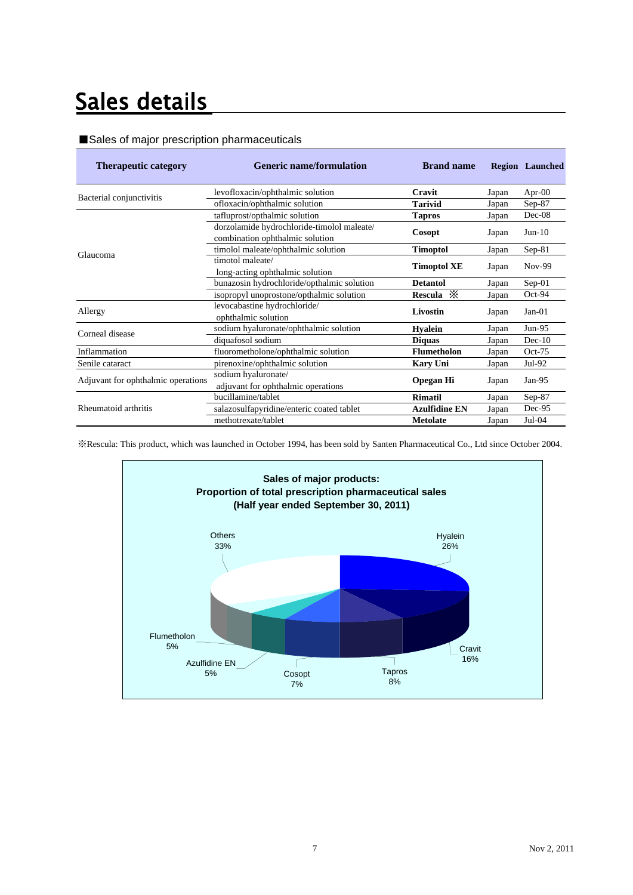# Sales details

■Sales of major prescription pharmaceuticals

| Therapeutic category | Generic name/formulation | Brand name | Region | Launched |
|---|---|---|---|---|
| Bacterial conjunctivitis | levofloxacin/ophthalmic solution | **Cravit** | Japan | Apr-00 |
| | ofloxacin/ophthalmic solution | **Tarivid** | Japan | Sep-87 |
| Glaucoma | tafluprost/opthalmic solution | **Tapros** | Japan | Dec-08 |
| | dorzolamide hydrochloride-timolol maleate/ combination ophthalmic solution | **Cosopt** | Japan | Jun-10 |
| | timolol maleate/ophthalmic solution | **Timoptol** | Japan | Sep-81 |
| | timotol maleate/ long-acting ophthalmic solution | **Timoptol XE** | Japan | Nov-99 |
| | bunazosin hydrochloride/opthalmic solution | **Detantol** | Japan | Sep-01 |
| | isopropyl unoprostone/opthalmic solution | **Rescula** ※ | Japan | Oct-94 |
| Allergy | levocabastine hydrochloride/ ophthalmic solution | **Livostin** | Japan | Jan-01 |
| Corneal disease | sodium hyaluronate/ophthalmic solution | **Hyalein** | Japan | Jun-95 |
| | diquafosol sodium | **Diquas** | Japan | Dec-10 |
| Inflammation | fluorometholone/ophthalmic solution | **Flumetholon** | Japan | Oct-75 |
| Senile cataract | pirenoxine/ophthalmic solution | **Kary Uni** | Japan | Jul-92 |
| Adjuvant for ophthalmic operations | sodium hyaluronate/ adjuvant for ophthalmic operations | **Opegan Hi** | Japan | Jan-95 |
| Rheumatoid arthritis | bucillamine/tablet | **Rimatil** | Japan | Sep-87 |
| | salazosulfapyridine/enteric coated tablet | **Azulfidine EN** | Japan | Dec-95 |
| | methotrexate/tablet | **Metolate** | Japan | Jul-04 |

※Rescula: This product, which was launched in October 1994, has been sold by Santen Pharmaceutical Co., Ltd since October 2004.

**Sales of major products: Proportion of total prescription pharmaceutical sales (Half year ended September 30, 2011)**

| Product | Proportion |
|---|---|
| Hyalein | 26% |
| Cravit | 16% |
| Tapros | 8% |
| Cosopt | 7% |
| Azulfidine EN | 5% |
| Flumetholon | 5% |
| Others | 33% |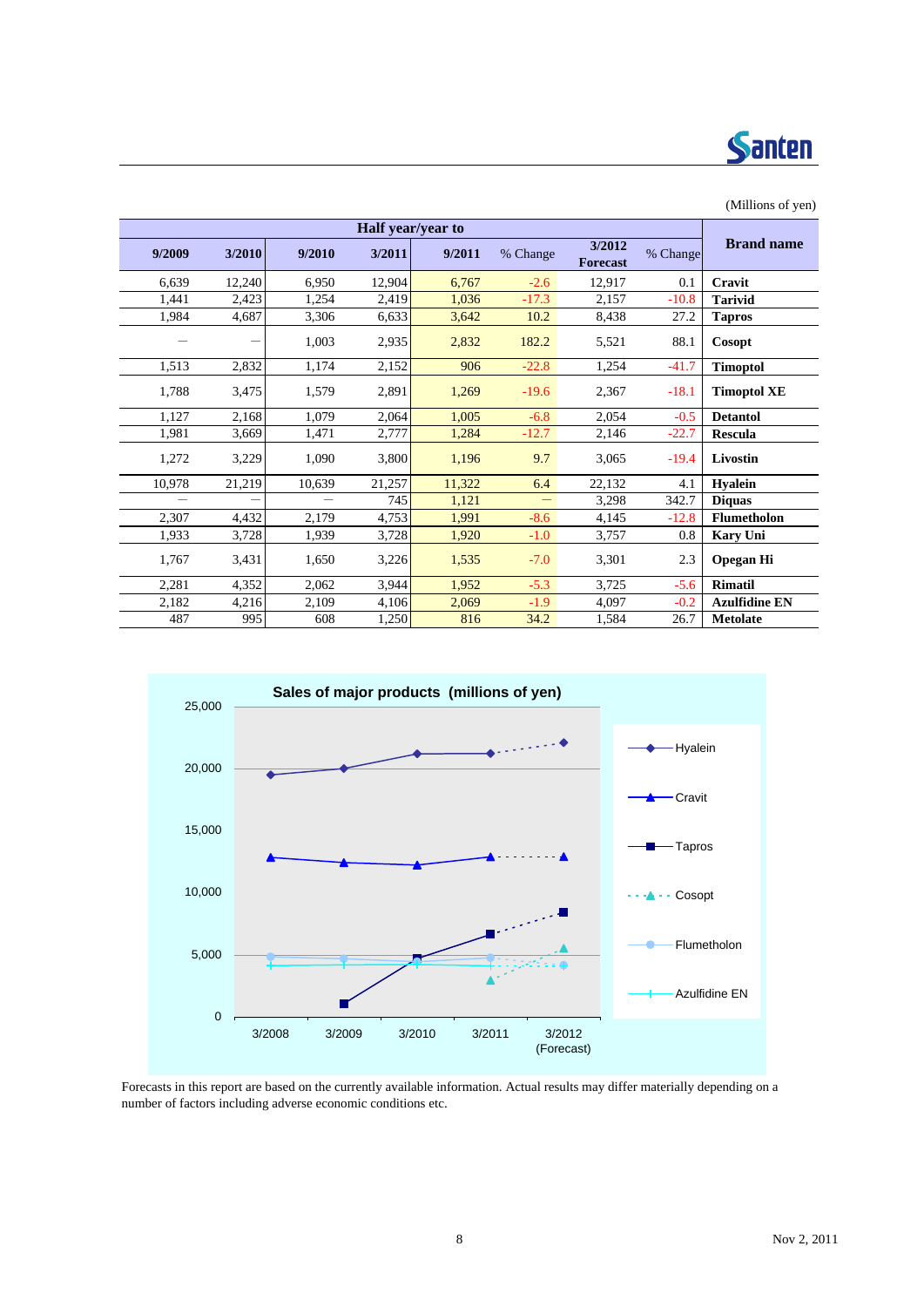(Millions of yen)

| Half year/year to | | | | | | | | Brand name |
|---|---|---|---|---|---|---|---|---|
| 9/2009 | 3/2010 | 9/2010 | 3/2011 | 9/2011 | % Change | 3/2012 Forecast | % Change | |
| 6,639 | 12,240 | 6,950 | 12,904 | 6,767 | -2.6 | 12,917 | 0.1 | **Cravit** |
| 1,441 | 2,423 | 1,254 | 2,419 | 1,036 | -17.3 | 2,157 | -10.8 | **Tarivid** |
| 1,984 | 4,687 | 3,306 | 6,633 | 3,642 | 10.2 | 8,438 | 27.2 | **Tapros** |
| — | — | 1,003 | 2,935 | 2,832 | 182.2 | 5,521 | 88.1 | **Cosopt** |
| 1,513 | 2,832 | 1,174 | 2,152 | 906 | -22.8 | 1,254 | -41.7 | **Timoptol** |
| 1,788 | 3,475 | 1,579 | 2,891 | 1,269 | -19.6 | 2,367 | -18.1 | **Timoptol XE** |
| 1,127 | 2,168 | 1,079 | 2,064 | 1,005 | -6.8 | 2,054 | -0.5 | **Detantol** |
| 1,981 | 3,669 | 1,471 | 2,777 | 1,284 | -12.7 | 2,146 | -22.7 | **Rescula** |
| 1,272 | 3,229 | 1,090 | 3,800 | 1,196 | 9.7 | 3,065 | -19.4 | **Livostin** |
| 10,978 | 21,219 | 10,639 | 21,257 | 11,322 | 6.4 | 22,132 | 4.1 | **Hyalein** |
| — | — | — | 745 | 1,121 | — | 3,298 | 342.7 | **Diquas** |
| 2,307 | 4,432 | 2,179 | 4,753 | 1,991 | -8.6 | 4,145 | -12.8 | **Flumetholon** |
| 1,933 | 3,728 | 1,939 | 3,728 | 1,920 | -1.0 | 3,757 | 0.8 | **Kary Uni** |
| 1,767 | 3,431 | 1,650 | 3,226 | 1,535 | -7.0 | 3,301 | 2.3 | **Opegan Hi** |
| 2,281 | 4,352 | 2,062 | 3,944 | 1,952 | -5.3 | 3,725 | -5.6 | **Rimatil** |
| 2,182 | 4,216 | 2,109 | 4,106 | 2,069 | -1.9 | 4,097 | -0.2 | **Azulfidine EN** |
| 487 | 995 | 608 | 1,250 | 816 | 34.2 | 1,584 | 26.7 | **Metolate** |

**Sales of major products (millions of yen)**

Forecasts in this report are based on the currently available information. Actual results may differ materially depending on a number of factors including adverse economic conditions etc.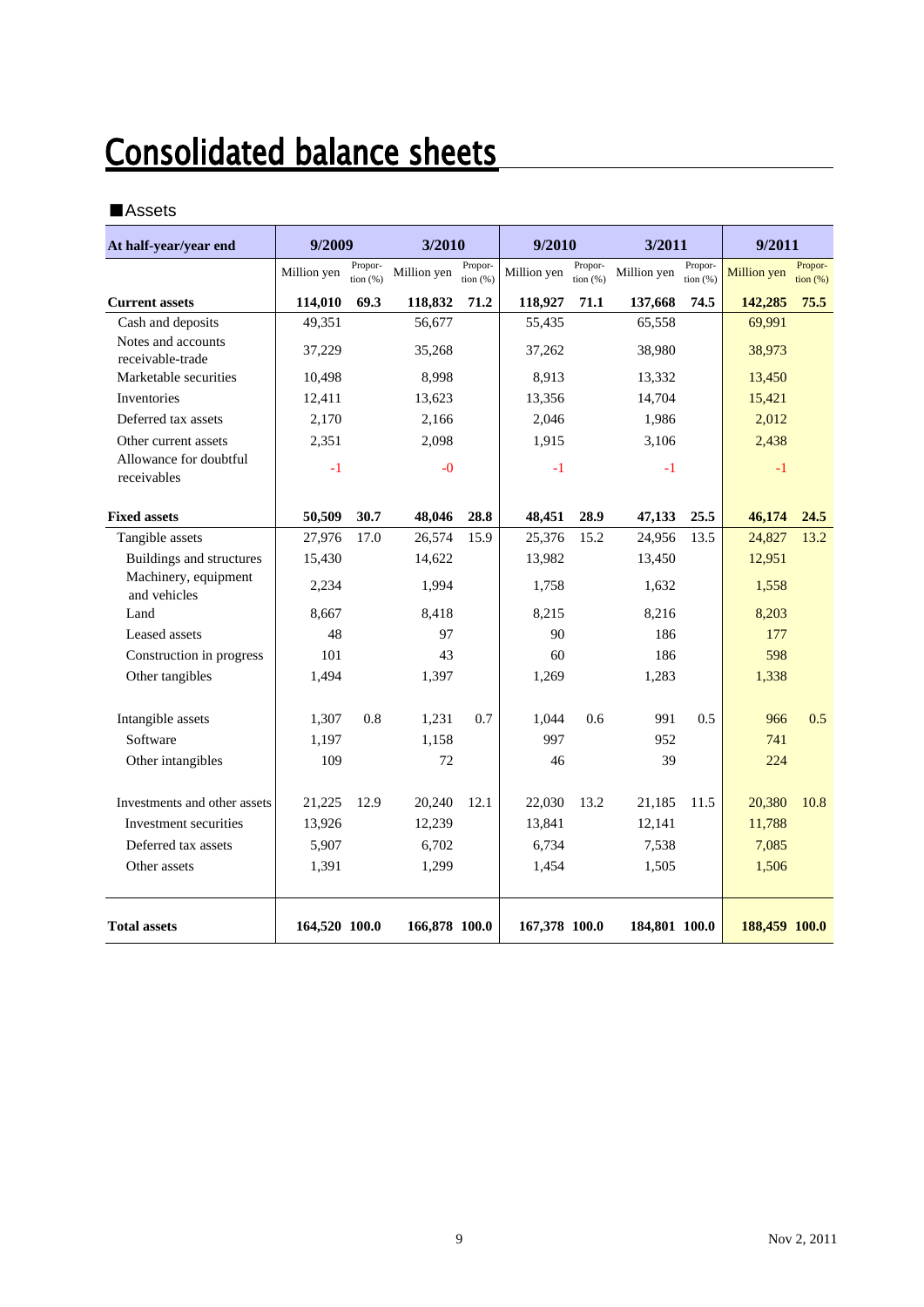# Consolidated balance sheets

■Assets

| At half-year/year end | 9/2009 | | 3/2010 | | 9/2010 | | 3/2011 | | 9/2011 | |
|---|---|---|---|---|---|---|---|---|---|---|
| | Million yen | Propor-tion (%) | Million yen | Propor-tion (%) | Million yen | Propor-tion (%) | Million yen | Propor-tion (%) | Million yen | Propor-tion (%) |
| **Current assets** | **114,010** | **69.3** | **118,832** | **71.2** | **118,927** | **71.1** | **137,668** | **74.5** | **142,285** | **75.5** |
| Cash and deposits | 49,351 | | 56,677 | | 55,435 | | 65,558 | | 69,991 | |
| Notes and accounts receivable-trade | 37,229 | | 35,268 | | 37,262 | | 38,980 | | 38,973 | |
| Marketable securities | 10,498 | | 8,998 | | 8,913 | | 13,332 | | 13,450 | |
| Inventories | 12,411 | | 13,623 | | 13,356 | | 14,704 | | 15,421 | |
| Deferred tax assets | 2,170 | | 2,166 | | 2,046 | | 1,986 | | 2,012 | |
| Other current assets | 2,351 | | 2,098 | | 1,915 | | 3,106 | | 2,438 | |
| Allowance for doubtful receivables | -1 | | -0 | | -1 | | -1 | | -1 | |
| **Fixed assets** | **50,509** | **30.7** | **48,046** | **28.8** | **48,451** | **28.9** | **47,133** | **25.5** | **46,174** | **24.5** |
| Tangible assets | 27,976 | 17.0 | 26,574 | 15.9 | 25,376 | 15.2 | 24,956 | 13.5 | 24,827 | 13.2 |
| Buildings and structures | 15,430 | | 14,622 | | 13,982 | | 13,450 | | 12,951 | |
| Machinery, equipment and vehicles | 2,234 | | 1,994 | | 1,758 | | 1,632 | | 1,558 | |
| Land | 8,667 | | 8,418 | | 8,215 | | 8,216 | | 8,203 | |
| Leased assets | 48 | | 97 | | 90 | | 186 | | 177 | |
| Construction in progress | 101 | | 43 | | 60 | | 186 | | 598 | |
| Other tangibles | 1,494 | | 1,397 | | 1,269 | | 1,283 | | 1,338 | |
| Intangible assets | 1,307 | 0.8 | 1,231 | 0.7 | 1,044 | 0.6 | 991 | 0.5 | 966 | 0.5 |
| Software | 1,197 | | 1,158 | | 997 | | 952 | | 741 | |
| Other intangibles | 109 | | 72 | | 46 | | 39 | | 224 | |
| Investments and other assets | 21,225 | 12.9 | 20,240 | 12.1 | 22,030 | 13.2 | 21,185 | 11.5 | 20,380 | 10.8 |
| Investment securities | 13,926 | | 12,239 | | 13,841 | | 12,141 | | 11,788 | |
| Deferred tax assets | 5,907 | | 6,702 | | 6,734 | | 7,538 | | 7,085 | |
| Other assets | 1,391 | | 1,299 | | 1,454 | | 1,505 | | 1,506 | |
| **Total assets** | **164,520** | **100.0** | **166,878** | **100.0** | **167,378** | **100.0** | **184,801** | **100.0** | **188,459** | **100.0** |

Nov 2, 2011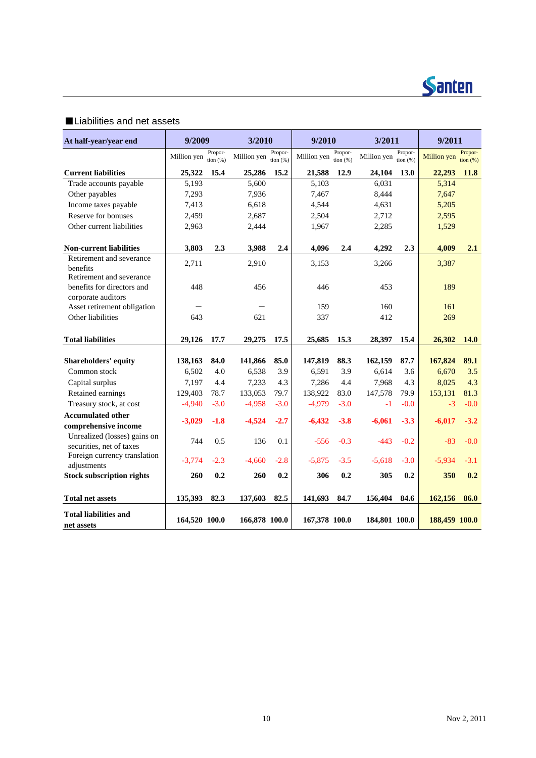## ■Liabilities and net assets

| At half-year/year end | 9/2009 | | 3/2010 | | 9/2010 | | 3/2011 | | 9/2011 | |
|---|---|---|---|---|---|---|---|---|---|---|
| | Million yen | Proportion (%) | Million yen | Proportion (%) | Million yen | Proportion (%) | Million yen | Proportion (%) | Million yen | Proportion (%) |
| **Current liabilities** | **25,322** | **15.4** | **25,286** | **15.2** | **21,588** | **12.9** | **24,104** | **13.0** | **22,293** | **11.8** |
| Trade accounts payable | 5,193 | | 5,600 | | 5,103 | | 6,031 | | 5,314 | |
| Other payables | 7,293 | | 7,936 | | 7,467 | | 8,444 | | 7,647 | |
| Income taxes payable | 7,413 | | 6,618 | | 4,544 | | 4,631 | | 5,205 | |
| Reserve for bonuses | 2,459 | | 2,687 | | 2,504 | | 2,712 | | 2,595 | |
| Other current liabilities | 2,963 | | 2,444 | | 1,967 | | 2,285 | | 1,529 | |
| **Non-current liabilities** | **3,803** | **2.3** | **3,988** | **2.4** | **4,096** | **2.4** | **4,292** | **2.3** | **4,009** | **2.1** |
| Retirement and severance benefits | 2,711 | | 2,910 | | 3,153 | | 3,266 | | 3,387 | |
| Retirement and severance benefits for directors and corporate auditors | 448 | | 456 | | 446 | | 453 | | 189 | |
| Asset retirement obligation | — | | — | | 159 | | 160 | | 161 | |
| Other liabilities | 643 | | 621 | | 337 | | 412 | | 269 | |
| **Total liabilities** | **29,126** | **17.7** | **29,275** | **17.5** | **25,685** | **15.3** | **28,397** | **15.4** | **26,302** | **14.0** |
| **Shareholders' equity** | **138,163** | **84.0** | **141,866** | **85.0** | **147,819** | **88.3** | **162,159** | **87.7** | **167,824** | **89.1** |
| Common stock | 6,502 | 4.0 | 6,538 | 3.9 | 6,591 | 3.9 | 6,614 | 3.6 | 6,670 | 3.5 |
| Capital surplus | 7,197 | 4.4 | 7,233 | 4.3 | 7,286 | 4.4 | 7,968 | 4.3 | 8,025 | 4.3 |
| Retained earnings | 129,403 | 78.7 | 133,053 | 79.7 | 138,922 | 83.0 | 147,578 | 79.9 | 153,131 | 81.3 |
| Treasury stock, at cost | -4,940 | -3.0 | -4,958 | -3.0 | -4,979 | -3.0 | -1 | -0.0 | -3 | -0.0 |
| **Accumulated other comprehensive income** | **-3,029** | **-1.8** | **-4,524** | **-2.7** | **-6,432** | **-3.8** | **-6,061** | **-3.3** | **-6,017** | **-3.2** |
| Unrealized (losses) gains on securities, net of taxes | 744 | 0.5 | 136 | 0.1 | -556 | -0.3 | -443 | -0.2 | -83 | -0.0 |
| Foreign currency translation adjustments | -3,774 | -2.3 | -4,660 | -2.8 | -5,875 | -3.5 | -5,618 | -3.0 | -5,934 | -3.1 |
| **Stock subscription rights** | **260** | **0.2** | **260** | **0.2** | **306** | **0.2** | **305** | **0.2** | **350** | **0.2** |
| **Total net assets** | **135,393** | **82.3** | **137,603** | **82.5** | **141,693** | **84.7** | **156,404** | **84.6** | **162,156** | **86.0** |
| **Total liabilities and net assets** | **164,520** | **100.0** | **166,878** | **100.0** | **167,378** | **100.0** | **184,801** | **100.0** | **188,459** | **100.0** |

Nov 2, 2011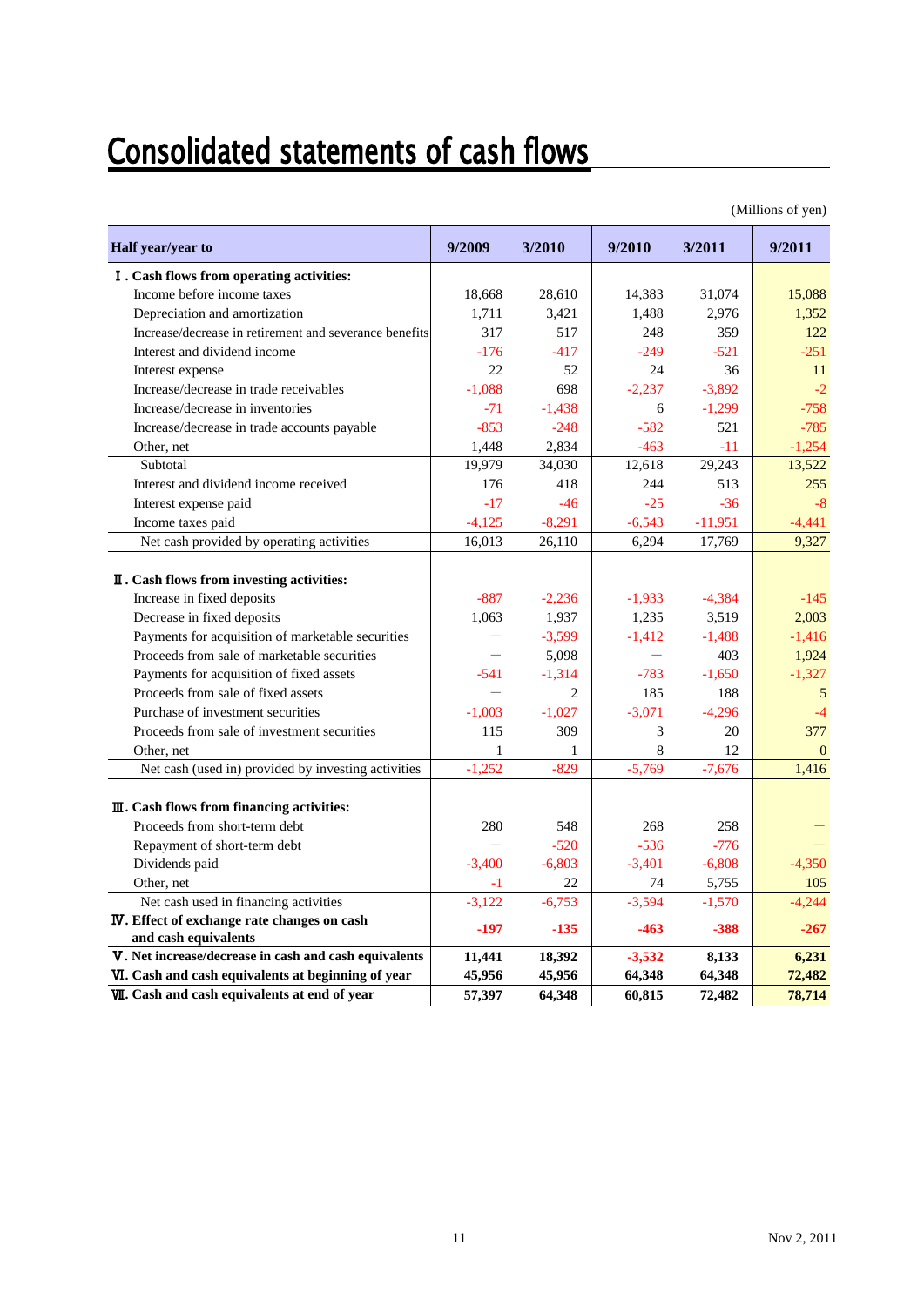# Consolidated statements of cash flows

(Millions of yen)

| Half year/year to | 9/2009 | 3/2010 | 9/2010 | 3/2011 | 9/2011 |
|---|---|---|---|---|---|
| **Ⅰ. Cash flows from operating activities:** | | | | | |
| Income before income taxes | 18,668 | 28,610 | 14,383 | 31,074 | 15,088 |
| Depreciation and amortization | 1,711 | 3,421 | 1,488 | 2,976 | 1,352 |
| Increase/decrease in retirement and severance benefits | 317 | 517 | 248 | 359 | 122 |
| Interest and dividend income | -176 | -417 | -249 | -521 | -251 |
| Interest expense | 22 | 52 | 24 | 36 | 11 |
| Increase/decrease in trade receivables | -1,088 | 698 | -2,237 | -3,892 | -2 |
| Increase/decrease in inventories | -71 | -1,438 | 6 | -1,299 | -758 |
| Increase/decrease in trade accounts payable | -853 | -248 | -582 | 521 | -785 |
| Other, net | 1,448 | 2,834 | -463 | -11 | -1,254 |
| Subtotal | 19,979 | 34,030 | 12,618 | 29,243 | 13,522 |
| Interest and dividend income received | 176 | 418 | 244 | 513 | 255 |
| Interest expense paid | -17 | -46 | -25 | -36 | -8 |
| Income taxes paid | -4,125 | -8,291 | -6,543 | -11,951 | -4,441 |
| Net cash provided by operating activities | 16,013 | 26,110 | 6,294 | 17,769 | 9,327 |
| **Ⅱ. Cash flows from investing activities:** | | | | | |
| Increase in fixed deposits | -887 | -2,236 | -1,933 | -4,384 | -145 |
| Decrease in fixed deposits | 1,063 | 1,937 | 1,235 | 3,519 | 2,003 |
| Payments for acquisition of marketable securities | — | -3,599 | -1,412 | -1,488 | -1,416 |
| Proceeds from sale of marketable securities | — | 5,098 | — | 403 | 1,924 |
| Payments for acquisition of fixed assets | -541 | -1,314 | -783 | -1,650 | -1,327 |
| Proceeds from sale of fixed assets | — | 2 | 185 | 188 | 5 |
| Purchase of investment securities | -1,003 | -1,027 | -3,071 | -4,296 | -4 |
| Proceeds from sale of investment securities | 115 | 309 | 3 | 20 | 377 |
| Other, net | 1 | 1 | 8 | 12 | 0 |
| Net cash (used in) provided by investing activities | -1,252 | -829 | -5,769 | -7,676 | 1,416 |
| **Ⅲ. Cash flows from financing activities:** | | | | | |
| Proceeds from short-term debt | 280 | 548 | 268 | 258 | — |
| Repayment of short-term debt | — | -520 | -536 | -776 | — |
| Dividends paid | -3,400 | -6,803 | -3,401 | -6,808 | -4,350 |
| Other, net | -1 | 22 | 74 | 5,755 | 105 |
| Net cash used in financing activities | -3,122 | -6,753 | -3,594 | -1,570 | -4,244 |
| **Ⅳ. Effect of exchange rate changes on cash and cash equivalents** | **-197** | **-135** | **-463** | **-388** | **-267** |
| **Ⅴ. Net increase/decrease in cash and cash equivalents** | **11,441** | **18,392** | **-3,532** | **8,133** | **6,231** |
| **Ⅵ. Cash and cash equivalents at beginning of year** | **45,956** | **45,956** | **64,348** | **64,348** | **72,482** |
| **Ⅶ. Cash and cash equivalents at end of year** | **57,397** | **64,348** | **60,815** | **72,482** | **78,714** |

Nov 2, 2011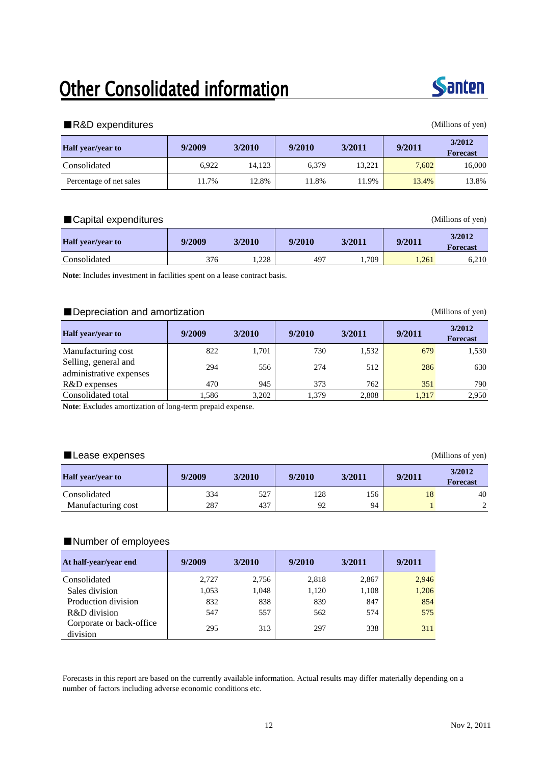# Other Consolidated information

## ■R&D expenditures

(Millions of yen)

| Half year/year to | 9/2009 | 3/2010 | 9/2010 | 3/2011 | 9/2011 | 3/2012 Forecast |
|---|---|---|---|---|---|---|
| Consolidated | 6,922 | 14,123 | 6,379 | 13,221 | 7,602 | 16,000 |
| Percentage of net sales | 11.7% | 12.8% | 11.8% | 11.9% | 13.4% | 13.8% |

## ■Capital expenditures

(Millions of yen)

| Half year/year to | 9/2009 | 3/2010 | 9/2010 | 3/2011 | 9/2011 | 3/2012 Forecast |
|---|---|---|---|---|---|---|
| Consolidated | 376 | 1,228 | 497 | 1,709 | 1,261 | 6,210 |

**Note**: Includes investment in facilities spent on a lease contract basis.

## ■Depreciation and amortization

(Millions of yen)

| Half year/year to | 9/2009 | 3/2010 | 9/2010 | 3/2011 | 9/2011 | 3/2012 Forecast |
|---|---|---|---|---|---|---|
| Manufacturing cost | 822 | 1,701 | 730 | 1,532 | 679 | 1,530 |
| Selling, general and administrative expenses | 294 | 556 | 274 | 512 | 286 | 630 |
| R&D expenses | 470 | 945 | 373 | 762 | 351 | 790 |
| Consolidated total | 1,586 | 3,202 | 1,379 | 2,808 | 1,317 | 2,950 |

**Note**: Excludes amortization of long-term prepaid expense.

## ■Lease expenses

(Millions of yen)

| Half year/year to | 9/2009 | 3/2010 | 9/2010 | 3/2011 | 9/2011 | 3/2012 Forecast |
|---|---|---|---|---|---|---|
| Consolidated | 334 | 527 | 128 | 156 | 18 | 40 |
| Manufacturing cost | 287 | 437 | 92 | 94 | 1 | 2 |

## ■Number of employees

| At half-year/year end | 9/2009 | 3/2010 | 9/2010 | 3/2011 | 9/2011 |
|---|---|---|---|---|---|
| Consolidated | 2,727 | 2,756 | 2,818 | 2,867 | 2,946 |
| Sales division | 1,053 | 1,048 | 1,120 | 1,108 | 1,206 |
| Production division | 832 | 838 | 839 | 847 | 854 |
| R&D division | 547 | 557 | 562 | 574 | 575 |
| Corporate or back-office division | 295 | 313 | 297 | 338 | 311 |

Forecasts in this report are based on the currently available information. Actual results may differ materially depending on a number of factors including adverse economic conditions etc.

Nov 2, 2011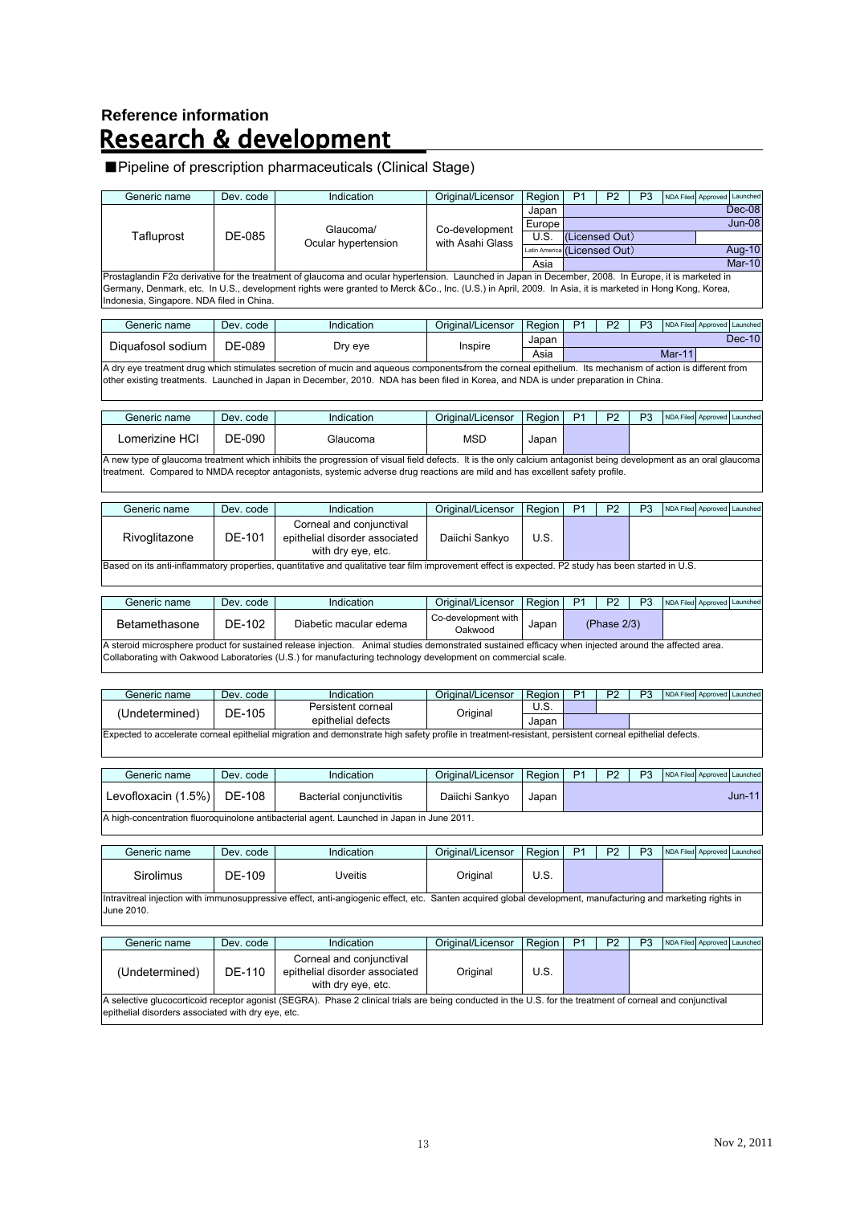## Reference information

# Research & development

### ■Pipeline of prescription pharmaceuticals (Clinical Stage)

| Generic name | Dev. code | Indication | Original/Licensor | Region | P1 | P2 | P3 | NDA Filed | Approved | Launched |
|---|---|---|---|---|---|---|---|---|---|---|
| Tafluprost | DE-085 | Glaucoma/ Ocular hypertension | Co-development with Asahi Glass | Japan | | | | | | Dec-08 |
| | | | | Europe | | | | | | Jun-08 |
| | | | | U.S. | (Licensed Out) | | | | | |
| | | | | Latin America | (Licensed Out) | | | | | Aug-10 |
| | | | | Asia | | | | | | Mar-10 |

Prostaglandin F2α derivative for the treatment of glaucoma and ocular hypertension. Launched in Japan in December, 2008. In Europe, it is marketed in Germany, Denmark, etc. In U.S., development rights were granted to Merck &Co., Inc. (U.S.) in April, 2009. In Asia, it is marketed in Hong Kong, Korea, Indonesia, Singapore. NDA filed in China.

| Generic name | Dev. code | Indication | Original/Licensor | Region | P1 | P2 | P3 | NDA Filed | Approved | Launched |
|---|---|---|---|---|---|---|---|---|---|---|
| Diquafosol sodium | DE-089 | Dry eye | Inspire | Japan | | | | | | Dec-10 |
| | | | | Asia | | | | Mar-11 | | |

A dry eye treatment drug which stimulates secretion of mucin and aqueous components from the corneal epithelium. Its mechanism of action is different from other existing treatments. Launched in Japan in December, 2010. NDA has been filed in Korea, and NDA is under preparation in China.

| Generic name | Dev. code | Indication | Original/Licensor | Region | P1 | P2 | P3 | NDA Filed | Approved | Launched |
|---|---|---|---|---|---|---|---|---|---|---|
| Lomerizine HCl | DE-090 | Glaucoma | MSD | Japan | | | | | | |

A new type of glaucoma treatment which inhibits the progression of visual field defects. It is the only calcium antagonist being development as an oral glaucoma treatment. Compared to NMDA receptor antagonists, systemic adverse drug reactions are mild and has excellent safety profile.

| Generic name | Dev. code | Indication | Original/Licensor | Region | P1 | P2 | P3 | NDA Filed | Approved | Launched |
|---|---|---|---|---|---|---|---|---|---|---|
| Rivoglitazone | DE-101 | Corneal and conjunctival epithelial disorder associated with dry eye, etc. | Daiichi Sankyo | U.S. | | | | | | |

Based on its anti-inflammatory properties, quantitative and qualitative tear film improvement effect is expected. P2 study has been started in U.S.

| Generic name | Dev. code | Indication | Original/Licensor | Region | P1 | P2 | P3 | NDA Filed | Approved | Launched |
|---|---|---|---|---|---|---|---|---|---|---|
| Betamethasone | DE-102 | Diabetic macular edema | Co-development with Oakwood | Japan | | (Phase 2/3) | | | | |

A steroid microsphere product for sustained release injection. Animal studies demonstrated sustained efficacy when injected around the affected area. Collaborating with Oakwood Laboratories (U.S.) for manufacturing technology development on commercial scale.

| Generic name | Dev. code | Indication | Original/Licensor | Region | P1 | P2 | P3 | NDA Filed | Approved | Launched |
|---|---|---|---|---|---|---|---|---|---|---|
| (Undetermined) | DE-105 | Persistent corneal epithelial defects | Original | U.S. | | | | | | |
| | | | | Japan | | | | | | |

Expected to accelerate corneal epithelial migration and demonstrate high safety profile in treatment-resistant, persistent corneal epithelial defects.

| Generic name | Dev. code | Indication | Original/Licensor | Region | P1 | P2 | P3 | NDA Filed | Approved | Launched |
|---|---|---|---|---|---|---|---|---|---|---|
| Levofloxacin (1.5%) | DE-108 | Bacterial conjunctivitis | Daiichi Sankyo | Japan | | | | | | Jun-11 |

A high-concentration fluoroquinolone antibacterial agent. Launched in Japan in June 2011.

| Generic name | Dev. code | Indication | Original/Licensor | Region | P1 | P2 | P3 | NDA Filed | Approved | Launched |
|---|---|---|---|---|---|---|---|---|---|---|
| Sirolimus | DE-109 | Uveitis | Original | U.S. | | | | | | |

Intravitreal injection with immunosuppressive effect, anti-angiogenic effect, etc. Santen acquired global development, manufacturing and marketing rights in June 2010.

| Generic name | Dev. code | Indication | Original/Licensor | Region | P1 | P2 | P3 | NDA Filed | Approved | Launched |
|---|---|---|---|---|---|---|---|---|---|---|
| (Undetermined) | DE-110 | Corneal and conjunctival epithelial disorder associated with dry eye, etc. | Original | U.S. | | | | | | |

A selective glucocorticoid receptor agonist (SEGRA). Phase 2 clinical trials are being conducted in the U.S. for the treatment of corneal and conjunctival epithelial disorders associated with dry eye, etc.

Nov 2, 2011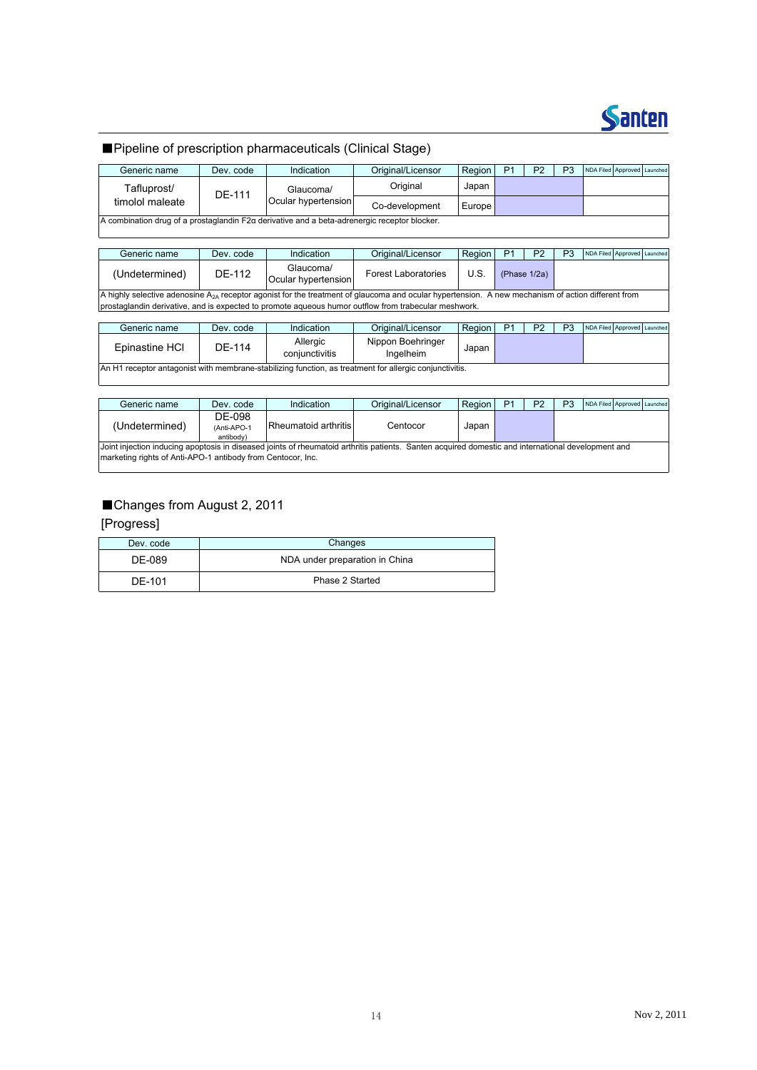## ■Pipeline of prescription pharmaceuticals (Clinical Stage)

| Generic name | Dev. code | Indication | Original/Licensor | Region | P1 | P2 | P3 | NDA Filed | Approved | Launched |
|---|---|---|---|---|---|---|---|---|---|---|
| Tafluprost/ timolol maleate | DE-111 | Glaucoma/ Ocular hypertension | Original | Japan | | | | | | |
| | | | Co-development | Europe | | | | | | |
| A combination drug of a prostaglandin F2α derivative and a beta-adrenergic receptor blocker. | | | | | | | | | | |

| Generic name | Dev. code | Indication | Original/Licensor | Region | P1 | P2 | P3 | NDA Filed | Approved | Launched |
|---|---|---|---|---|---|---|---|---|---|---|
| (Undetermined) | DE-112 | Glaucoma/ Ocular hypertension | Forest Laboratories | U.S. | (Phase 1/2a) | | | | | |
| A highly selective adenosine $A_{2A}$ receptor agonist for the treatment of glaucoma and ocular hypertension. A new mechanism of action different from prostaglandin derivative, and is expected to promote aqueous humor outflow from trabecular meshwork. | | | | | | | | | | |

| Generic name | Dev. code | Indication | Original/Licensor | Region | P1 | P2 | P3 | NDA Filed | Approved | Launched |
|---|---|---|---|---|---|---|---|---|---|---|
| Epinastine HCl | DE-114 | Allergic conjunctivitis | Nippon Boehringer Ingelheim | Japan | | | | | | |
| An H1 receptor antagonist with membrane-stabilizing function, as treatment for allergic conjunctivitis. | | | | | | | | | | |

| Generic name | Dev. code | Indication | Original/Licensor | Region | P1 | P2 | P3 | NDA Filed | Approved | Launched |
|---|---|---|---|---|---|---|---|---|---|---|
| (Undetermined) | DE-098 (Anti-APO-1 antibody) | Rheumatoid arthritis | Centocor | Japan | | | | | | |
| Joint injection inducing apoptosis in diseased joints of rheumatoid arthritis patients. Santen acquired domestic and international development and marketing rights of Anti-APO-1 antibody from Centocor, Inc. | | | | | | | | | | |

## ■Changes from August 2, 2011

[Progress]

| Dev. code | Changes |
|---|---|
| DE-089 | NDA under preparation in China |
| DE-101 | Phase 2 Started |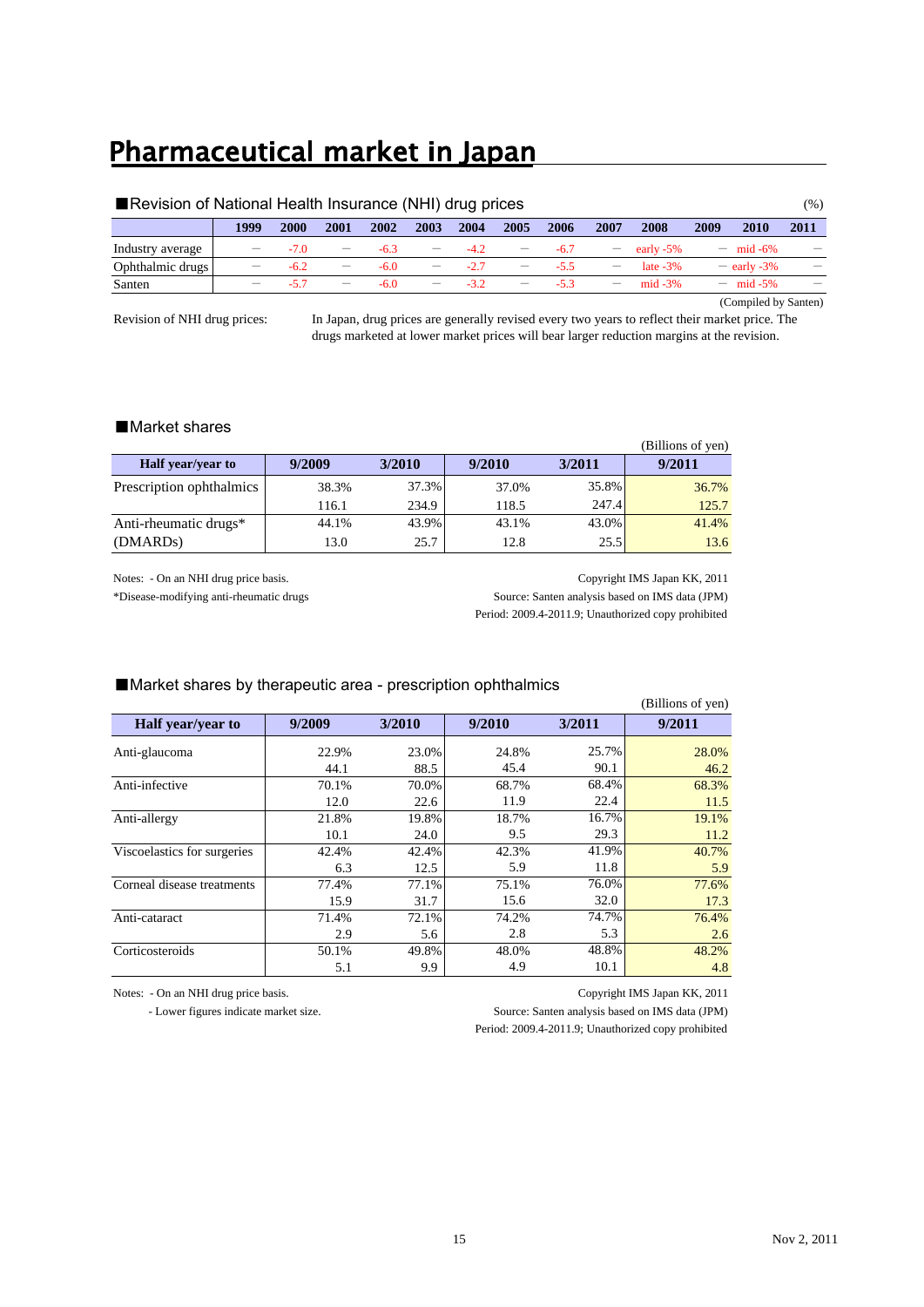# Pharmaceutical market in Japan

■Revision of National Health Insurance (NHI) drug prices

(%)

| | 1999 | 2000 | 2001 | 2002 | 2003 | 2004 | 2005 | 2006 | 2007 | 2008 | 2009 | 2010 | 2011 |
|---|---|---|---|---|---|---|---|---|---|---|---|---|---|
| Industry average | — | -7.0 | — | -6.3 | — | -4.2 | — | -6.7 | — | early -5% | — | mid -6% | — |
| Ophthalmic drugs | — | -6.2 | — | -6.0 | — | -2.7 | — | -5.5 | — | late -3% | — | early -3% | — |
| Santen | — | -5.7 | — | -6.0 | — | -3.2 | — | -5.3 | — | mid -3% | — | mid -5% | — |

(Compiled by Santen)

Revision of NHI drug prices: In Japan, drug prices are generally revised every two years to reflect their market price. The drugs marketed at lower market prices will bear larger reduction margins at the revision.

■Market shares

(Billions of yen)

| Half year/year to | 9/2009 | 3/2010 | 9/2010 | 3/2011 | 9/2011 |
|---|---|---|---|---|---|
| Prescription ophthalmics | 38.3% | 37.3% | 37.0% | 35.8% | 36.7% |
| | 116.1 | 234.9 | 118.5 | 247.4 | 125.7 |
| Anti-rheumatic drugs* | 44.1% | 43.9% | 43.1% | 43.0% | 41.4% |
| (DMARDs) | 13.0 | 25.7 | 12.8 | 25.5 | 13.6 |

Notes: - On an NHI drug price basis.
*Disease-modifying anti-rheumatic drugs

Copyright IMS Japan KK, 2011
Source: Santen analysis based on IMS data (JPM)
Period: 2009.4-2011.9; Unauthorized copy prohibited

■Market shares by therapeutic area - prescription ophthalmics

(Billions of yen)

| Half year/year to | 9/2009 | 3/2010 | 9/2010 | 3/2011 | 9/2011 |
|---|---|---|---|---|---|
| Anti-glaucoma | 22.9% | 23.0% | 24.8% | 25.7% | 28.0% |
| | 44.1 | 88.5 | 45.4 | 90.1 | 46.2 |
| Anti-infective | 70.1% | 70.0% | 68.7% | 68.4% | 68.3% |
| | 12.0 | 22.6 | 11.9 | 22.4 | 11.5 |
| Anti-allergy | 21.8% | 19.8% | 18.7% | 16.7% | 19.1% |
| | 10.1 | 24.0 | 9.5 | 29.3 | 11.2 |
| Viscoelastics for surgeries | 42.4% | 42.4% | 42.3% | 41.9% | 40.7% |
| | 6.3 | 12.5 | 5.9 | 11.8 | 5.9 |
| Corneal disease treatments | 77.4% | 77.1% | 75.1% | 76.0% | 77.6% |
| | 15.9 | 31.7 | 15.6 | 32.0 | 17.3 |
| Anti-cataract | 71.4% | 72.1% | 74.2% | 74.7% | 76.4% |
| | 2.9 | 5.6 | 2.8 | 5.3 | 2.6 |
| Corticosteroids | 50.1% | 49.8% | 48.0% | 48.8% | 48.2% |
| | 5.1 | 9.9 | 4.9 | 10.1 | 4.8 |

Notes: - On an NHI drug price basis.
- Lower figures indicate market size.

Copyright IMS Japan KK, 2011
Source: Santen analysis based on IMS data (JPM)
Period: 2009.4-2011.9; Unauthorized copy prohibited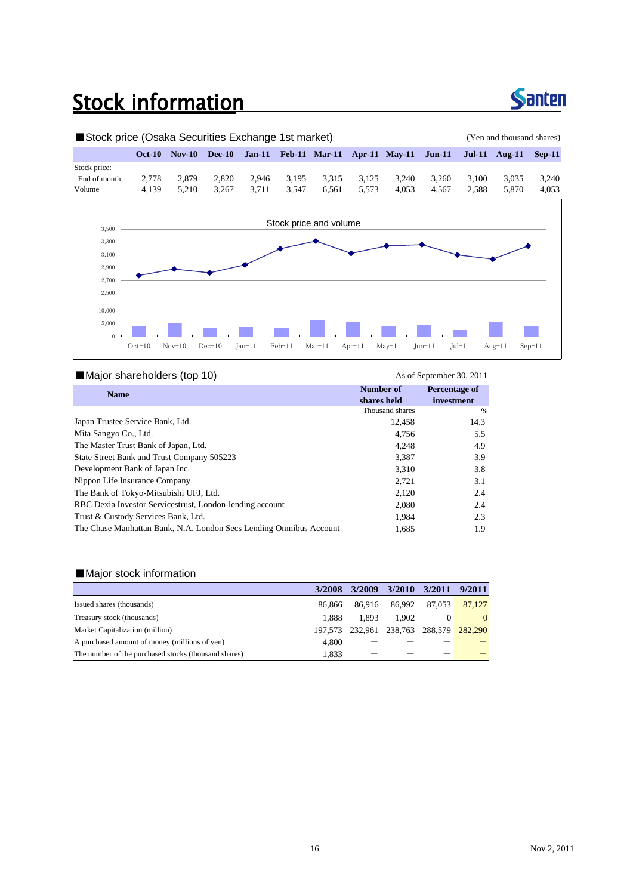# Stock information

Santen

## ■Stock price (Osaka Securities Exchange 1st market)

(Yen and thousand shares)

| | Oct-10 | Nov-10 | Dec-10 | Jan-11 | Feb-11 | Mar-11 | Apr-11 | May-11 | Jun-11 | Jul-11 | Aug-11 | Sep-11 |
|---|---|---|---|---|---|---|---|---|---|---|---|---|
| Stock price: | | | | | | | | | | | | |
| End of month | 2,778 | 2,879 | 2,820 | 2,946 | 3,195 | 3,315 | 3,125 | 3,240 | 3,260 | 3,100 | 3,035 | 3,240 |
| Volume | 4,139 | 5,210 | 3,267 | 3,711 | 3,547 | 6,561 | 5,573 | 4,053 | 4,567 | 2,588 | 5,870 | 4,053 |

Stock price and volume

## ■Major shareholders (top 10)

As of September 30, 2011

| Name | Number of shares held | Percentage of investment |
|---|---|---|
| | Thousand shares | % |
| Japan Trustee Service Bank, Ltd. | 12,458 | 14.3 |
| Mita Sangyo Co., Ltd. | 4,756 | 5.5 |
| The Master Trust Bank of Japan, Ltd. | 4,248 | 4.9 |
| State Street Bank and Trust Company 505223 | 3,387 | 3.9 |
| Development Bank of Japan Inc. | 3,310 | 3.8 |
| Nippon Life Insurance Company | 2,721 | 3.1 |
| The Bank of Tokyo-Mitsubishi UFJ, Ltd. | 2,120 | 2.4 |
| RBC Dexia Investor Servicestrust, London-lending account | 2,080 | 2.4 |
| Trust & Custody Services Bank, Ltd. | 1,984 | 2.3 |
| The Chase Manhattan Bank, N.A. London Secs Lending Omnibus Account | 1,685 | 1.9 |

## ■Major stock information

| | 3/2008 | 3/2009 | 3/2010 | 3/2011 | 9/2011 |
|---|---|---|---|---|---|
| Issued shares (thousands) | 86,866 | 86,916 | 86,992 | 87,053 | 87,127 |
| Treasury stock (thousands) | 1,888 | 1,893 | 1,902 | 0 | 0 |
| Market Capitalization (million) | 197,573 | 232,961 | 238,763 | 288,579 | 282,290 |
| A purchased amount of money (millions of yen) | 4,800 | — | — | — | — |
| The number of the purchased stocks (thousand shares) | 1,833 | — | — | — | — |

Nov 2, 2011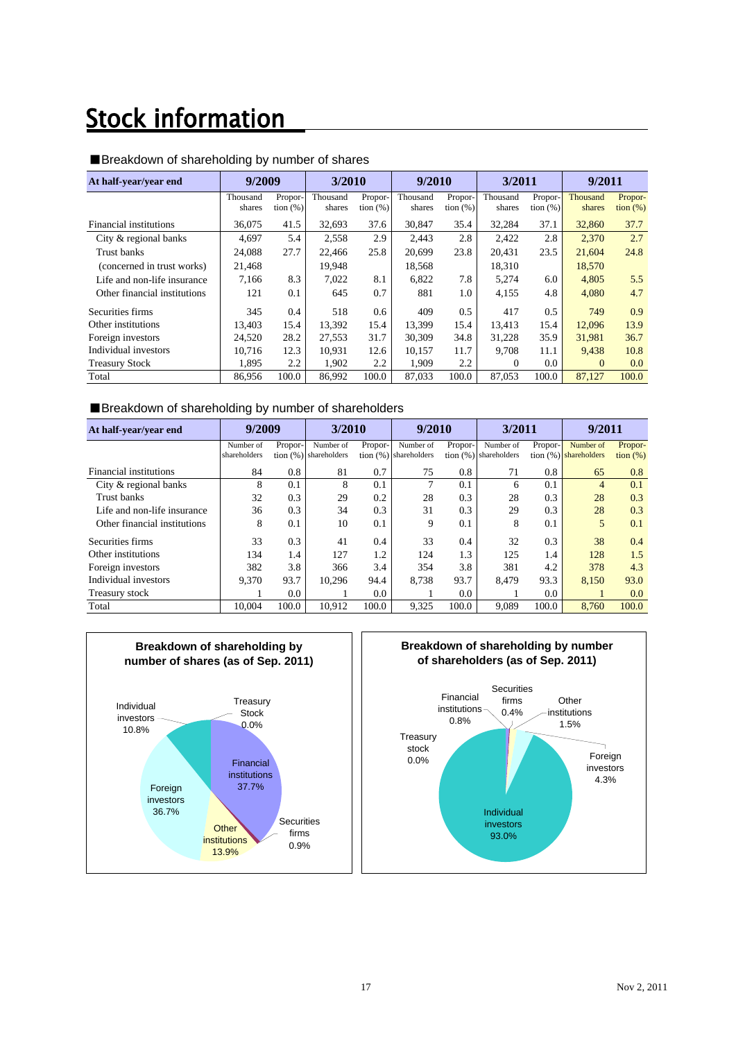# Stock information

■Breakdown of shareholding by number of shares

| At half-year/year end | 9/2009 | | 3/2010 | | 9/2010 | | 3/2011 | | 9/2011 | |
|---|---|---|---|---|---|---|---|---|---|---|
| | Thousand shares | Proportion (%) | Thousand shares | Proportion (%) | Thousand shares | Proportion (%) | Thousand shares | Proportion (%) | Thousand shares | Proportion (%) |
| Financial institutions | 36,075 | 41.5 | 32,693 | 37.6 | 30,847 | 35.4 | 32,284 | 37.1 | 32,860 | 37.7 |
| City & regional banks | 4,697 | 5.4 | 2,558 | 2.9 | 2,443 | 2.8 | 2,422 | 2.8 | 2,370 | 2.7 |
| Trust banks | 24,088 | 27.7 | 22,466 | 25.8 | 20,699 | 23.8 | 20,431 | 23.5 | 21,604 | 24.8 |
| (concerned in trust works) | 21,468 | | 19,948 | | 18,568 | | 18,310 | | 18,570 | |
| Life and non-life insurance | 7,166 | 8.3 | 7,022 | 8.1 | 6,822 | 7.8 | 5,274 | 6.0 | 4,805 | 5.5 |
| Other financial institutions | 121 | 0.1 | 645 | 0.7 | 881 | 1.0 | 4,155 | 4.8 | 4,080 | 4.7 |
| Securities firms | 345 | 0.4 | 518 | 0.6 | 409 | 0.5 | 417 | 0.5 | 749 | 0.9 |
| Other institutions | 13,403 | 15.4 | 13,392 | 15.4 | 13,399 | 15.4 | 13,413 | 15.4 | 12,096 | 13.9 |
| Foreign investors | 24,520 | 28.2 | 27,553 | 31.7 | 30,309 | 34.8 | 31,228 | 35.9 | 31,981 | 36.7 |
| Individual investors | 10,716 | 12.3 | 10,931 | 12.6 | 10,157 | 11.7 | 9,708 | 11.1 | 9,438 | 10.8 |
| Treasury Stock | 1,895 | 2.2 | 1,902 | 2.2 | 1,909 | 2.2 | 0 | 0.0 | 0 | 0.0 |
| Total | 86,956 | 100.0 | 86,992 | 100.0 | 87,033 | 100.0 | 87,053 | 100.0 | 87,127 | 100.0 |

■Breakdown of shareholding by number of shareholders

| At half-year/year end | 9/2009 | | 3/2010 | | 9/2010 | | 3/2011 | | 9/2011 | |
|---|---|---|---|---|---|---|---|---|---|---|
| | Number of shareholders | Proportion (%) | Number of shareholders | Proportion (%) | Number of shareholders | Proportion (%) | Number of shareholders | Proportion (%) | Number of shareholders | Proportion (%) |
| Financial institutions | 84 | 0.8 | 81 | 0.7 | 75 | 0.8 | 71 | 0.8 | 65 | 0.8 |
| City & regional banks | 8 | 0.1 | 8 | 0.1 | 7 | 0.1 | 6 | 0.1 | 4 | 0.1 |
| Trust banks | 32 | 0.3 | 29 | 0.2 | 28 | 0.3 | 28 | 0.3 | 28 | 0.3 |
| Life and non-life insurance | 36 | 0.3 | 34 | 0.3 | 31 | 0.3 | 29 | 0.3 | 28 | 0.3 |
| Other financial institutions | 8 | 0.1 | 10 | 0.1 | 9 | 0.1 | 8 | 0.1 | 5 | 0.1 |
| Securities firms | 33 | 0.3 | 41 | 0.4 | 33 | 0.4 | 32 | 0.3 | 38 | 0.4 |
| Other institutions | 134 | 1.4 | 127 | 1.2 | 124 | 1.3 | 125 | 1.4 | 128 | 1.5 |
| Foreign investors | 382 | 3.8 | 366 | 3.4 | 354 | 3.8 | 381 | 4.2 | 378 | 4.3 |
| Individual investors | 9,370 | 93.7 | 10,296 | 94.4 | 8,738 | 93.7 | 8,479 | 93.3 | 8,150 | 93.0 |
| Treasury stock | 1 | 0.0 | 1 | 0.0 | 1 | 0.0 | 1 | 0.0 | 1 | 0.0 |
| Total | 10,004 | 100.0 | 10,912 | 100.0 | 9,325 | 100.0 | 9,089 | 100.0 | 8,760 | 100.0 |

**Breakdown of shareholding by number of shares (as of Sep. 2011)**

Financial institutions 37.7%; Securities firms 0.9%; Other institutions 13.9%; Foreign investors 36.7%; Individual investors 10.8%; Treasury Stock 0.0%

**Breakdown of shareholding by number of shareholders (as of Sep. 2011)**

Financial institutions 0.8%; Securities firms 0.4%; Other institutions 1.5%; Foreign investors 4.3%; Individual investors 93.0%; Treasury stock 0.0%

Nov 2, 2011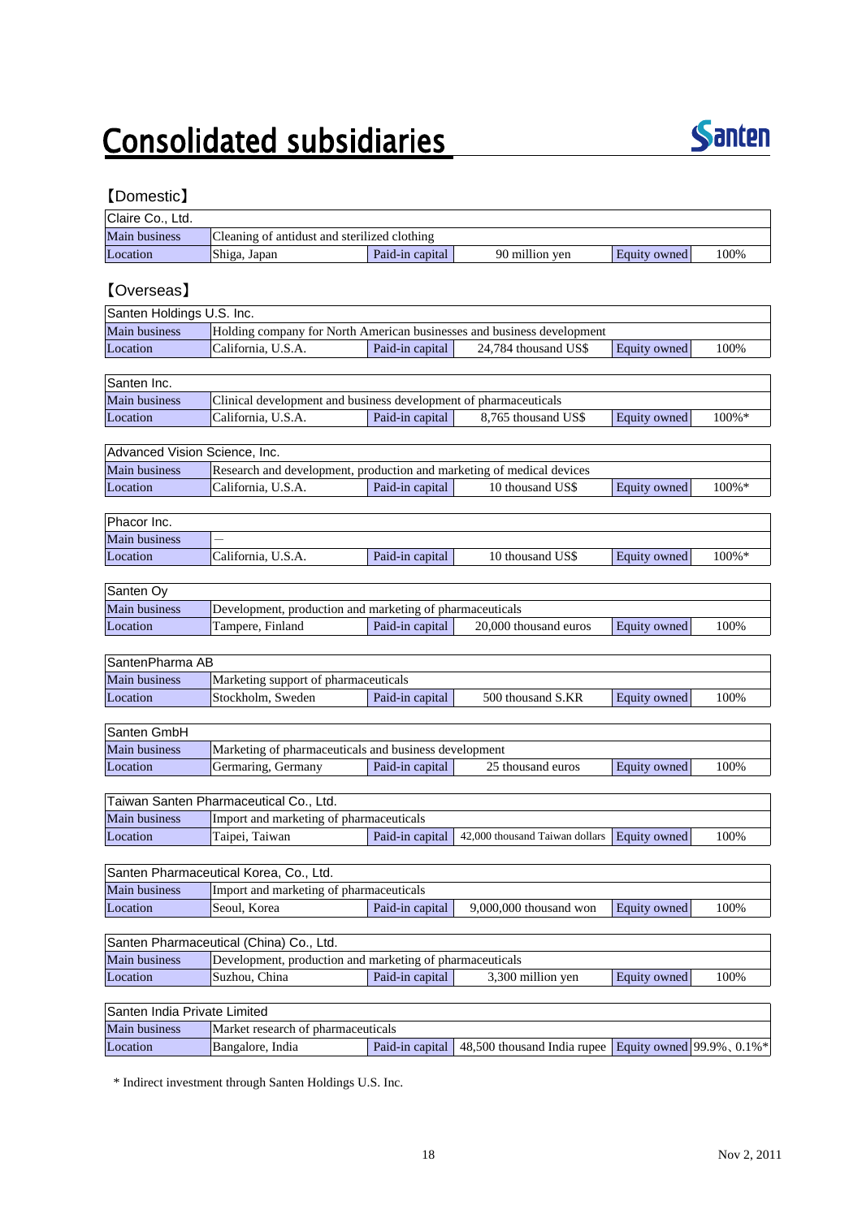# Consolidated subsidiaries

Santen

## 【Domestic】

| Claire Co., Ltd. | | | | | |
|---|---|---|---|---|---|
| Main business | Cleaning of antidust and sterilized clothing | | | | |
| Location | Shiga, Japan | Paid-in capital | 90 million yen | Equity owned | 100% |

## 【Overseas】

| Santen Holdings U.S. Inc. | | | | | |
|---|---|---|---|---|---|
| Main business | Holding company for North American businesses and business development | | | | |
| Location | California, U.S.A. | Paid-in capital | 24,784 thousand US$ | Equity owned | 100% |

| Santen Inc. | | | | | |
|---|---|---|---|---|---|
| Main business | Clinical development and business development of pharmaceuticals | | | | |
| Location | California, U.S.A. | Paid-in capital | 8,765 thousand US$ | Equity owned | 100%* |

| Advanced Vision Science, Inc. | | | | | |
|---|---|---|---|---|---|
| Main business | Research and development, production and marketing of medical devices | | | | |
| Location | California, U.S.A. | Paid-in capital | 10 thousand US$ | Equity owned | 100%* |

| Phacor Inc. | | | | | |
|---|---|---|---|---|---|
| Main business | — | | | | |
| Location | California, U.S.A. | Paid-in capital | 10 thousand US$ | Equity owned | 100%* |

| Santen Oy | | | | | |
|---|---|---|---|---|---|
| Main business | Development, production and marketing of pharmaceuticals | | | | |
| Location | Tampere, Finland | Paid-in capital | 20,000 thousand euros | Equity owned | 100% |

| SantenPharma AB | | | | | |
|---|---|---|---|---|---|
| Main business | Marketing support of pharmaceuticals | | | | |
| Location | Stockholm, Sweden | Paid-in capital | 500 thousand S.KR | Equity owned | 100% |

| Santen GmbH | | | | | |
|---|---|---|---|---|---|
| Main business | Marketing of pharmaceuticals and business development | | | | |
| Location | Germaring, Germany | Paid-in capital | 25 thousand euros | Equity owned | 100% |

| Taiwan Santen Pharmaceutical Co., Ltd. | | | | | |
|---|---|---|---|---|---|
| Main business | Import and marketing of pharmaceuticals | | | | |
| Location | Taipei, Taiwan | Paid-in capital | 42,000 thousand Taiwan dollars | Equity owned | 100% |

| Santen Pharmaceutical Korea, Co., Ltd. | | | | | |
|---|---|---|---|---|---|
| Main business | Import and marketing of pharmaceuticals | | | | |
| Location | Seoul, Korea | Paid-in capital | 9,000,000 thousand won | Equity owned | 100% |

| Santen Pharmaceutical (China) Co., Ltd. | | | | | |
|---|---|---|---|---|---|
| Main business | Development, production and marketing of pharmaceuticals | | | | |
| Location | Suzhou, China | Paid-in capital | 3,300 million yen | Equity owned | 100% |

| Santen India Private Limited | | | | | |
|---|---|---|---|---|---|
| Main business | Market research of pharmaceuticals | | | | |
| Location | Bangalore, India | Paid-in capital | 48,500 thousand India rupee | Equity owned | 99.9%、0.1%* |

\* Indirect investment through Santen Holdings U.S. Inc.

Nov 2, 2011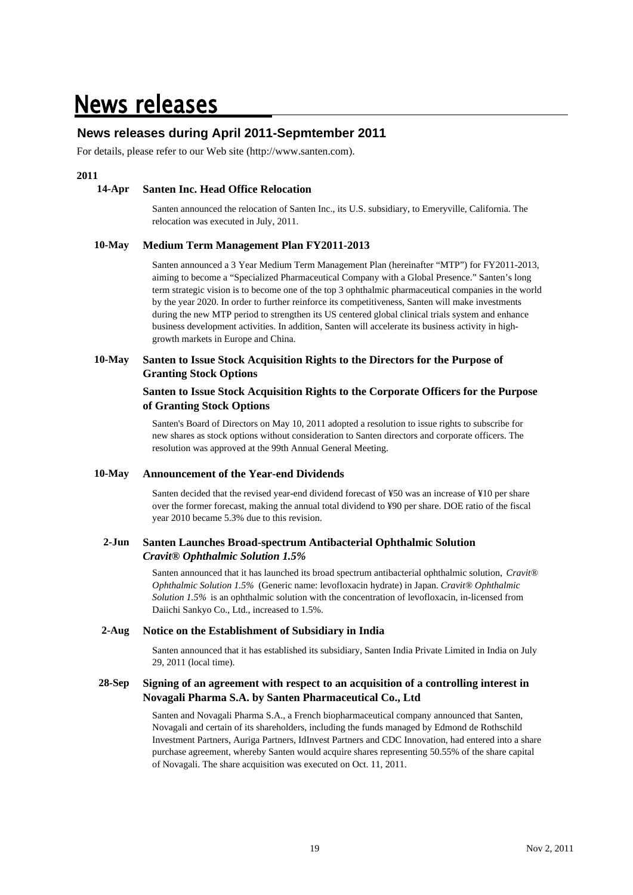# News releases

## News releases during April 2011-Sepmtember 2011

For details, please refer to our Web site (http://www.santen.com).

**2011**

**14-Apr** **Santen Inc. Head Office Relocation**

Santen announced the relocation of Santen Inc., its U.S. subsidiary, to Emeryville, California. The relocation was executed in July, 2011.

**10-May** **Medium Term Management Plan FY2011-2013**

Santen announced a 3 Year Medium Term Management Plan (hereinafter "MTP") for FY2011-2013, aiming to become a "Specialized Pharmaceutical Company with a Global Presence." Santen's long term strategic vision is to become one of the top 3 ophthalmic pharmaceutical companies in the world by the year 2020. In order to further reinforce its competitiveness, Santen will make investments during the new MTP period to strengthen its US centered global clinical trials system and enhance business development activities. In addition, Santen will accelerate its business activity in high-growth markets in Europe and China.

**10-May** **Santen to Issue Stock Acquisition Rights to the Directors for the Purpose of Granting Stock Options**

**Santen to Issue Stock Acquisition Rights to the Corporate Officers for the Purpose of Granting Stock Options**

Santen's Board of Directors on May 10, 2011 adopted a resolution to issue rights to subscribe for new shares as stock options without consideration to Santen directors and corporate officers. The resolution was approved at the 99th Annual General Meeting.

**10-May** **Announcement of the Year-end Dividends**

Santen decided that the revised year-end dividend forecast of ¥50 was an increase of ¥10 per share over the former forecast, making the annual total dividend to ¥90 per share. DOE ratio of the fiscal year 2010 became 5.3% due to this revision.

**2-Jun** **Santen Launches Broad-spectrum Antibacterial Ophthalmic Solution *Cravit® Ophthalmic Solution 1.5%***

Santen announced that it has launched its broad spectrum antibacterial ophthalmic solution, *Cravit® Ophthalmic Solution 1.5%* (Generic name: levofloxacin hydrate) in Japan. *Cravit® Ophthalmic Solution 1.5%* is an ophthalmic solution with the concentration of levofloxacin, in-licensed from Daiichi Sankyo Co., Ltd., increased to 1.5%.

**2-Aug** **Notice on the Establishment of Subsidiary in India**

Santen announced that it has established its subsidiary, Santen India Private Limited in India on July 29, 2011 (local time).

**28-Sep** **Signing of an agreement with respect to an acquisition of a controlling interest in Novagali Pharma S.A. by Santen Pharmaceutical Co., Ltd**

Santen and Novagali Pharma S.A., a French biopharmaceutical company announced that Santen, Novagali and certain of its shareholders, including the funds managed by Edmond de Rothschild Investment Partners, Auriga Partners, IdInvest Partners and CDC Innovation, had entered into a share purchase agreement, whereby Santen would acquire shares representing 50.55% of the share capital of Novagali. The share acquisition was executed on Oct. 11, 2011.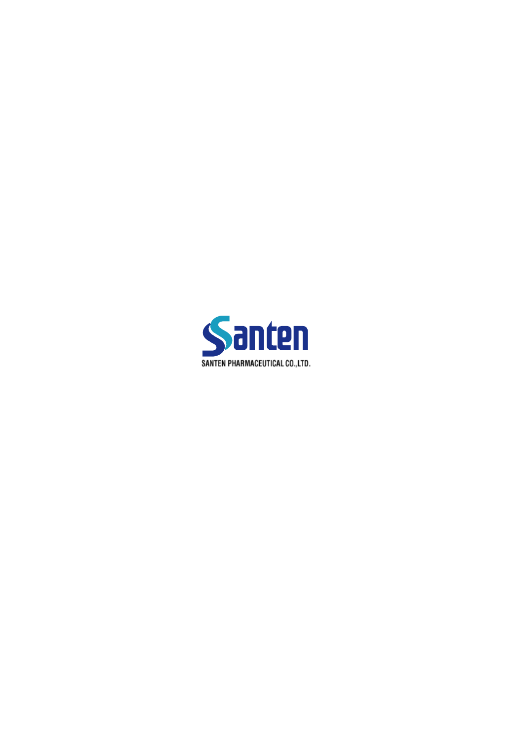Santen

SANTEN PHARMACEUTICAL CO.,LTD.